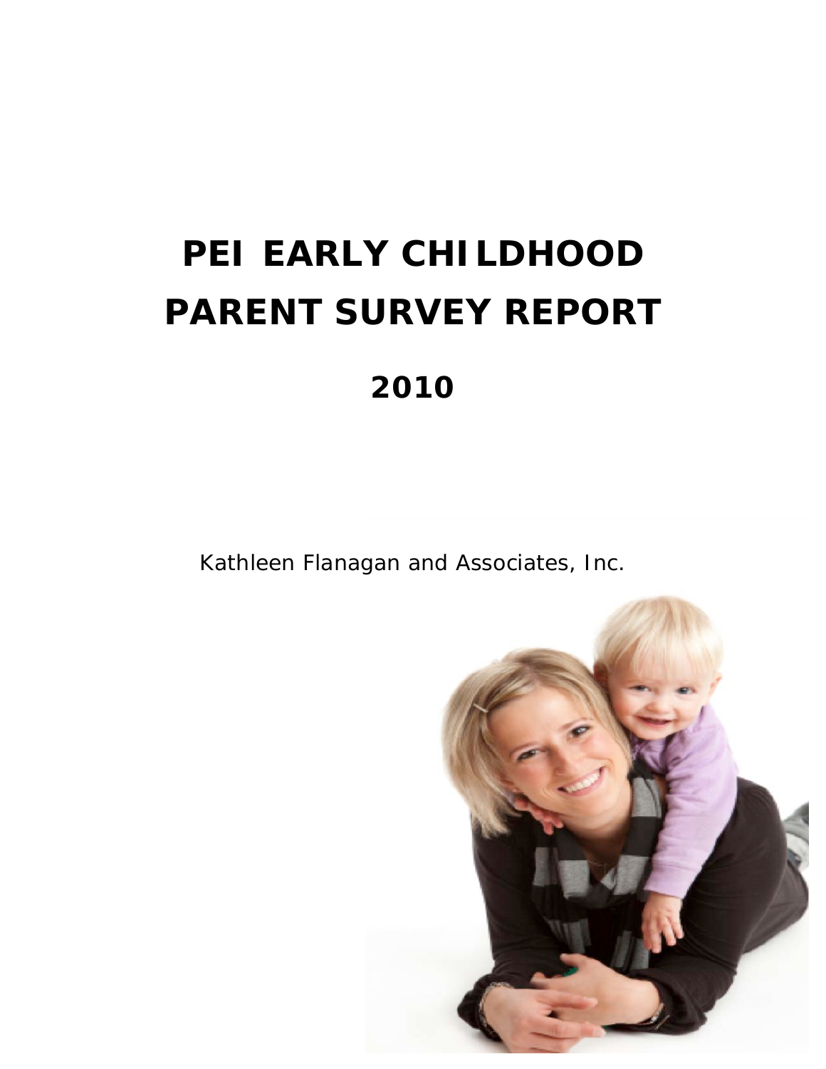# PEI EARLY CHILDHOOD PARENT SURVEY REPORT

## 2010

Kathleen Flanagan and Associates, Inc.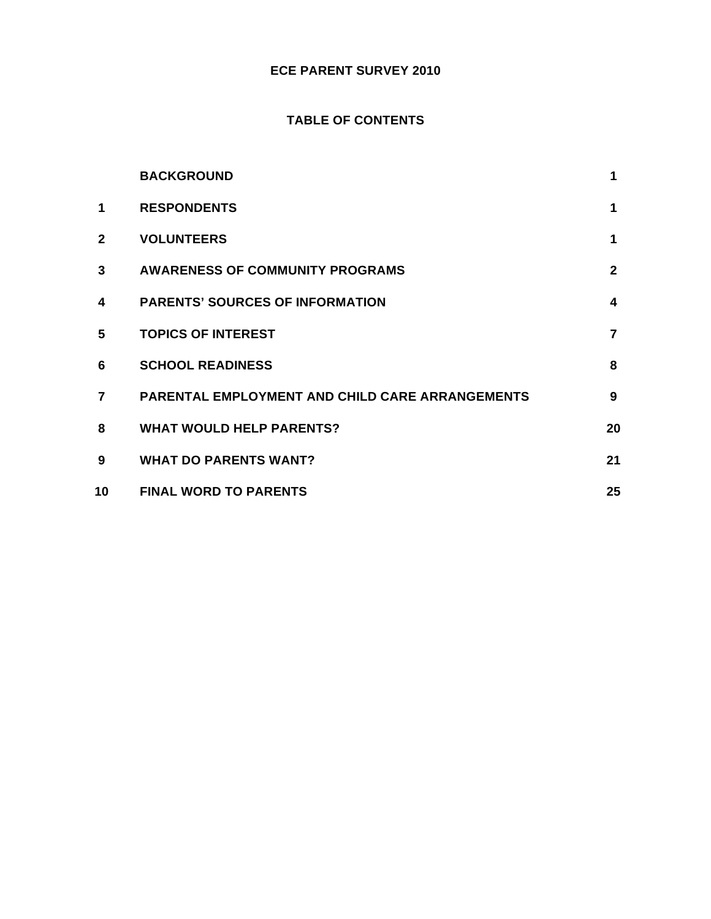# ECE PARENT SURVEY 2010

## TABLE OF CONTENTS

| | | |
|---|---|---|
| | **BACKGROUND** | **1** |
| **1** | **RESPONDENTS** | **1** |
| **2** | **VOLUNTEERS** | **1** |
| **3** | **AWARENESS OF COMMUNITY PROGRAMS** | **2** |
| **4** | **PARENTS' SOURCES OF INFORMATION** | **4** |
| **5** | **TOPICS OF INTEREST** | **7** |
| **6** | **SCHOOL READINESS** | **8** |
| **7** | **PARENTAL EMPLOYMENT AND CHILD CARE ARRANGEMENTS** | **9** |
| **8** | **WHAT WOULD HELP PARENTS?** | **20** |
| **9** | **WHAT DO PARENTS WANT?** | **21** |
| **10** | **FINAL WORD TO PARENTS** | **25** |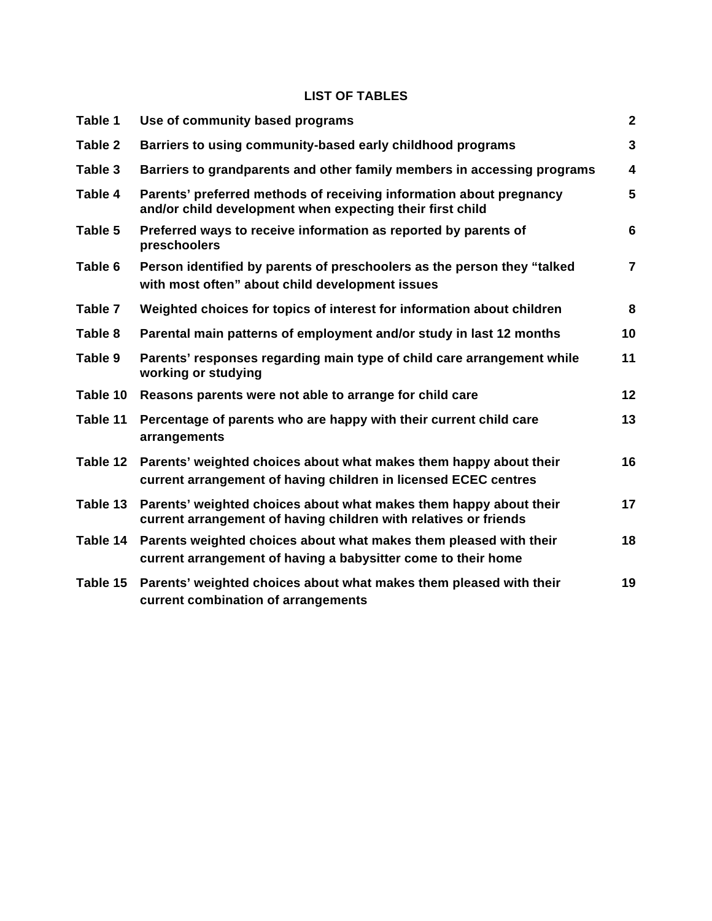## LIST OF TABLES

| | | |
|---|---|---|
| **Table 1** | **Use of community based programs** | **2** |
| **Table 2** | **Barriers to using community-based early childhood programs** | **3** |
| **Table 3** | **Barriers to grandparents and other family members in accessing programs** | **4** |
| **Table 4** | **Parents' preferred methods of receiving information about pregnancy and/or child development when expecting their first child** | **5** |
| **Table 5** | **Preferred ways to receive information as reported by parents of preschoolers** | **6** |
| **Table 6** | **Person identified by parents of preschoolers as the person they "talked with most often" about child development issues** | **7** |
| **Table 7** | **Weighted choices for topics of interest for information about children** | **8** |
| **Table 8** | **Parental main patterns of employment and/or study in last 12 months** | **10** |
| **Table 9** | **Parents' responses regarding main type of child care arrangement while working or studying** | **11** |
| **Table 10** | **Reasons parents were not able to arrange for child care** | **12** |
| **Table 11** | **Percentage of parents who are happy with their current child care arrangements** | **13** |
| **Table 12** | **Parents' weighted choices about what makes them happy about their current arrangement of having children in licensed ECEC centres** | **16** |
| **Table 13** | **Parents' weighted choices about what makes them happy about their current arrangement of having children with relatives or friends** | **17** |
| **Table 14** | **Parents weighted choices about what makes them pleased with their current arrangement of having a babysitter come to their home** | **18** |
| **Table 15** | **Parents' weighted choices about what makes them pleased with their current combination of arrangements** | **19** |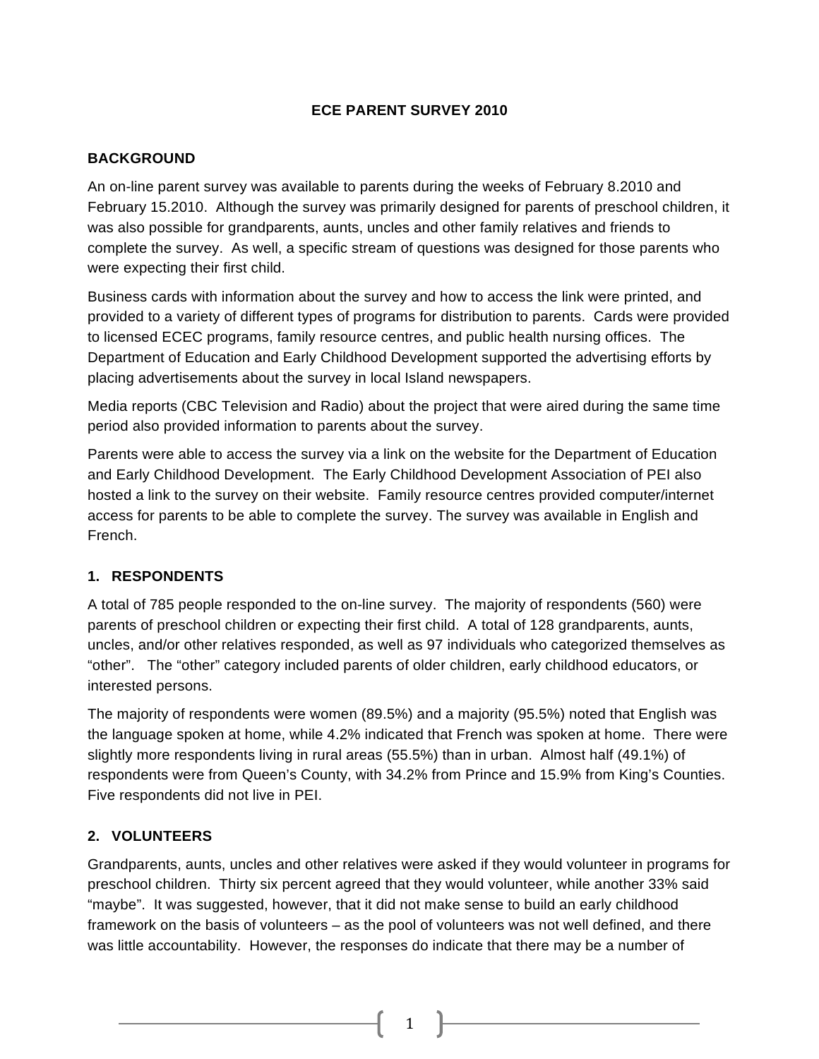# ECE PARENT SURVEY 2010

## BACKGROUND

An on-line parent survey was available to parents during the weeks of February 8.2010 and February 15.2010. Although the survey was primarily designed for parents of preschool children, it was also possible for grandparents, aunts, uncles and other family relatives and friends to complete the survey. As well, a specific stream of questions was designed for those parents who were expecting their first child.

Business cards with information about the survey and how to access the link were printed, and provided to a variety of different types of programs for distribution to parents. Cards were provided to licensed ECEC programs, family resource centres, and public health nursing offices. The Department of Education and Early Childhood Development supported the advertising efforts by placing advertisements about the survey in local Island newspapers.

Media reports (CBC Television and Radio) about the project that were aired during the same time period also provided information to parents about the survey.

Parents were able to access the survey via a link on the website for the Department of Education and Early Childhood Development. The Early Childhood Development Association of PEI also hosted a link to the survey on their website. Family resource centres provided computer/internet access for parents to be able to complete the survey. The survey was available in English and French.

## 1. RESPONDENTS

A total of 785 people responded to the on-line survey. The majority of respondents (560) were parents of preschool children or expecting their first child. A total of 128 grandparents, aunts, uncles, and/or other relatives responded, as well as 97 individuals who categorized themselves as "other". The "other" category included parents of older children, early childhood educators, or interested persons.

The majority of respondents were women (89.5%) and a majority (95.5%) noted that English was the language spoken at home, while 4.2% indicated that French was spoken at home. There were slightly more respondents living in rural areas (55.5%) than in urban. Almost half (49.1%) of respondents were from Queen's County, with 34.2% from Prince and 15.9% from King's Counties. Five respondents did not live in PEI.

## 2. VOLUNTEERS

Grandparents, aunts, uncles and other relatives were asked if they would volunteer in programs for preschool children. Thirty six percent agreed that they would volunteer, while another 33% said "maybe". It was suggested, however, that it did not make sense to build an early childhood framework on the basis of volunteers – as the pool of volunteers was not well defined, and there was little accountability. However, the responses do indicate that there may be a number of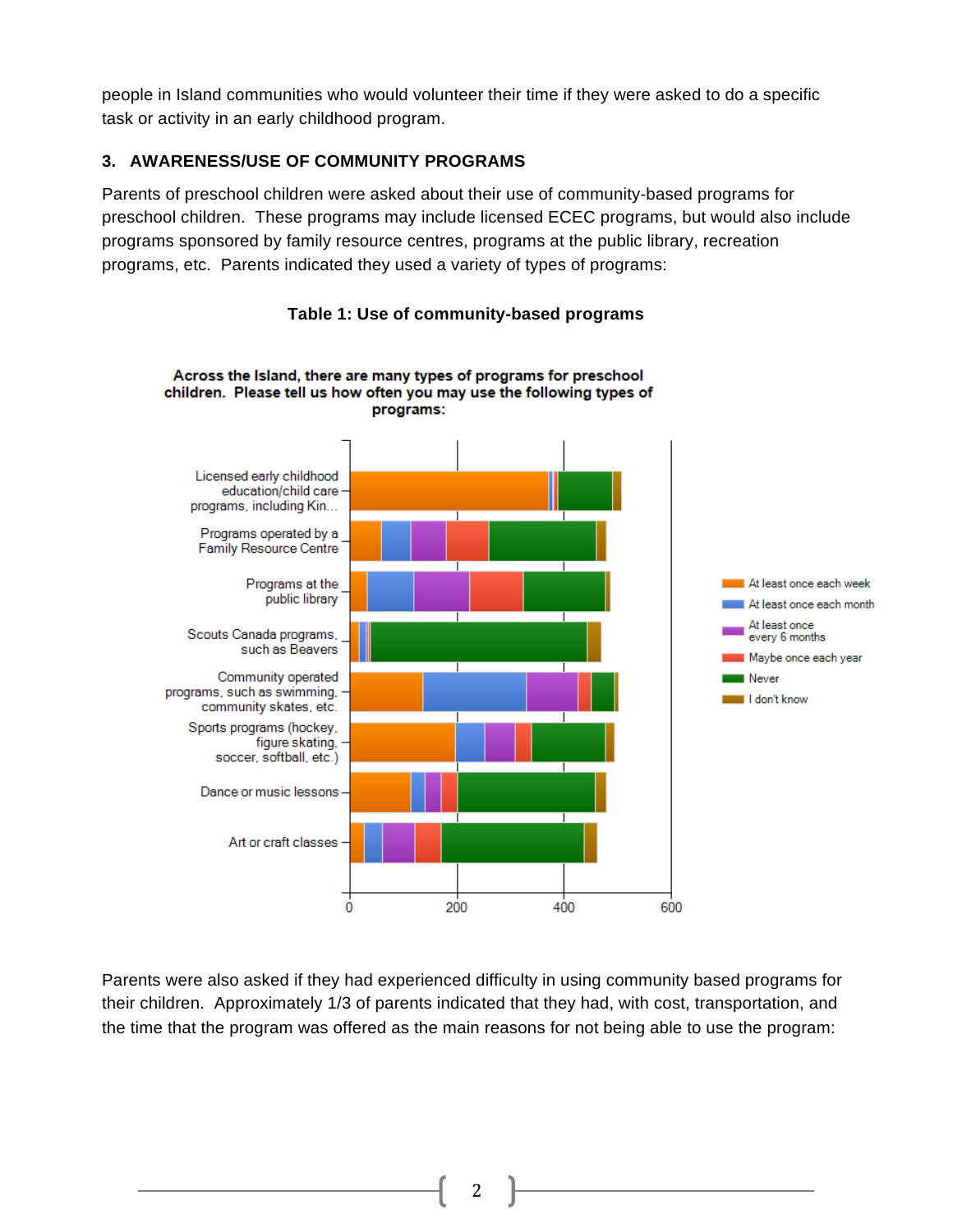people in Island communities who would volunteer their time if they were asked to do a specific task or activity in an early childhood program.

### 3. AWARENESS/USE OF COMMUNITY PROGRAMS

Parents of preschool children were asked about their use of community-based programs for preschool children. These programs may include licensed ECEC programs, but would also include programs sponsored by family resource centres, programs at the public library, recreation programs, etc. Parents indicated they used a variety of types of programs:

**Table 1: Use of community-based programs**

**Across the Island, there are many types of programs for preschool children. Please tell us how often you may use the following types of programs:**

Parents were also asked if they had experienced difficulty in using community based programs for their children. Approximately 1/3 of parents indicated that they had, with cost, transportation, and the time that the program was offered as the main reasons for not being able to use the program: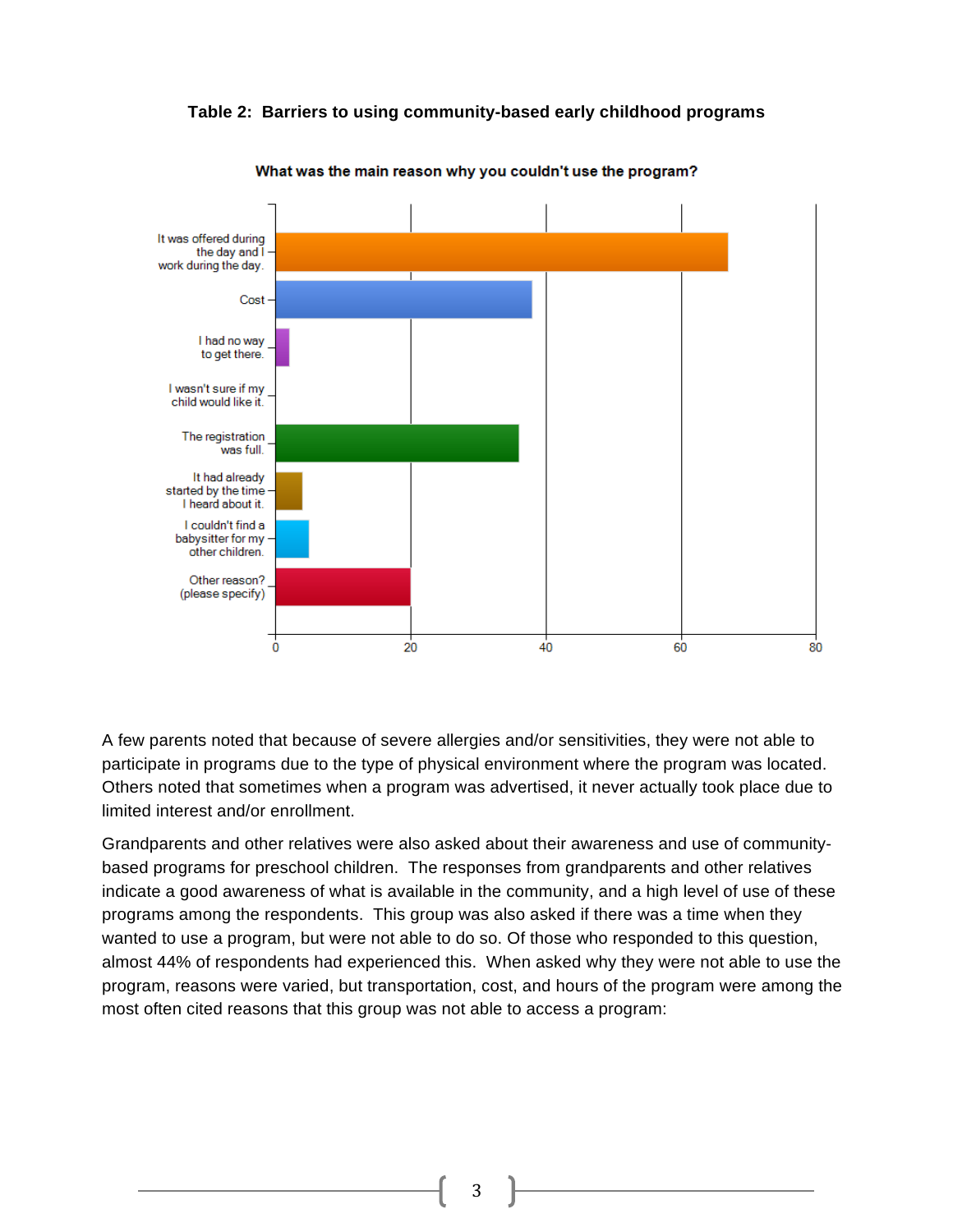**Table 2: Barriers to using community-based early childhood programs**

**What was the main reason why you couldn't use the program?**

A few parents noted that because of severe allergies and/or sensitivities, they were not able to participate in programs due to the type of physical environment where the program was located. Others noted that sometimes when a program was advertised, it never actually took place due to limited interest and/or enrollment.

Grandparents and other relatives were also asked about their awareness and use of community-based programs for preschool children. The responses from grandparents and other relatives indicate a good awareness of what is available in the community, and a high level of use of these programs among the respondents. This group was also asked if there was a time when they wanted to use a program, but were not able to do so. Of those who responded to this question, almost 44% of respondents had experienced this. When asked why they were not able to use the program, reasons were varied, but transportation, cost, and hours of the program were among the most often cited reasons that this group was not able to access a program: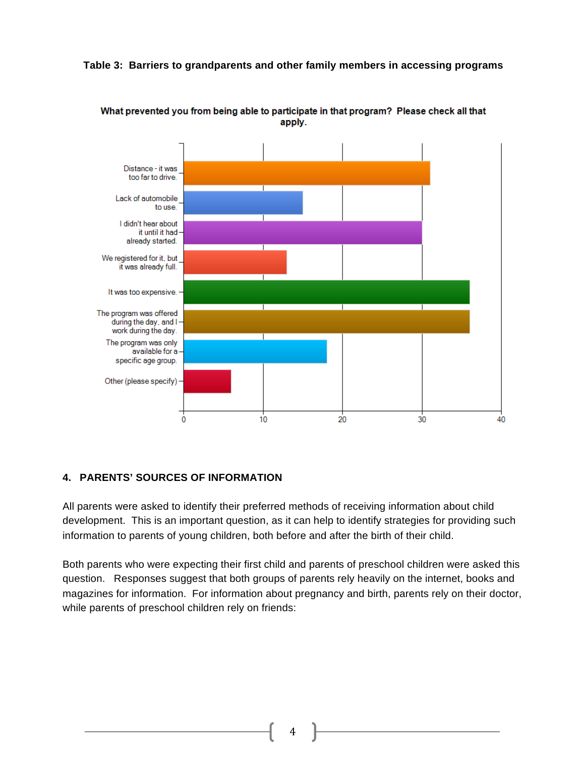**Table 3: Barriers to grandparents and other family members in accessing programs**

What prevented you from being able to participate in that program? Please check all that apply.

| Barrier | Responses (approx.) |
|---|---|
| Distance - it was too far to drive. | 31 |
| Lack of automobile to use. | 15 |
| I didn't hear about it until it had already started. | 30 |
| We registered for it, but it was already full. | 13 |
| It was too expensive. | 36 |
| The program was offered during the day, and I work during the day. | 36 |
| The program was only available for a specific age group. | 18 |
| Other (please specify) | 6 |

## 4. PARENTS' SOURCES OF INFORMATION

All parents were asked to identify their preferred methods of receiving information about child development. This is an important question, as it can help to identify strategies for providing such information to parents of young children, both before and after the birth of their child.

Both parents who were expecting their first child and parents of preschool children were asked this question. Responses suggest that both groups of parents rely heavily on the internet, books and magazines for information. For information about pregnancy and birth, parents rely on their doctor, while parents of preschool children rely on friends: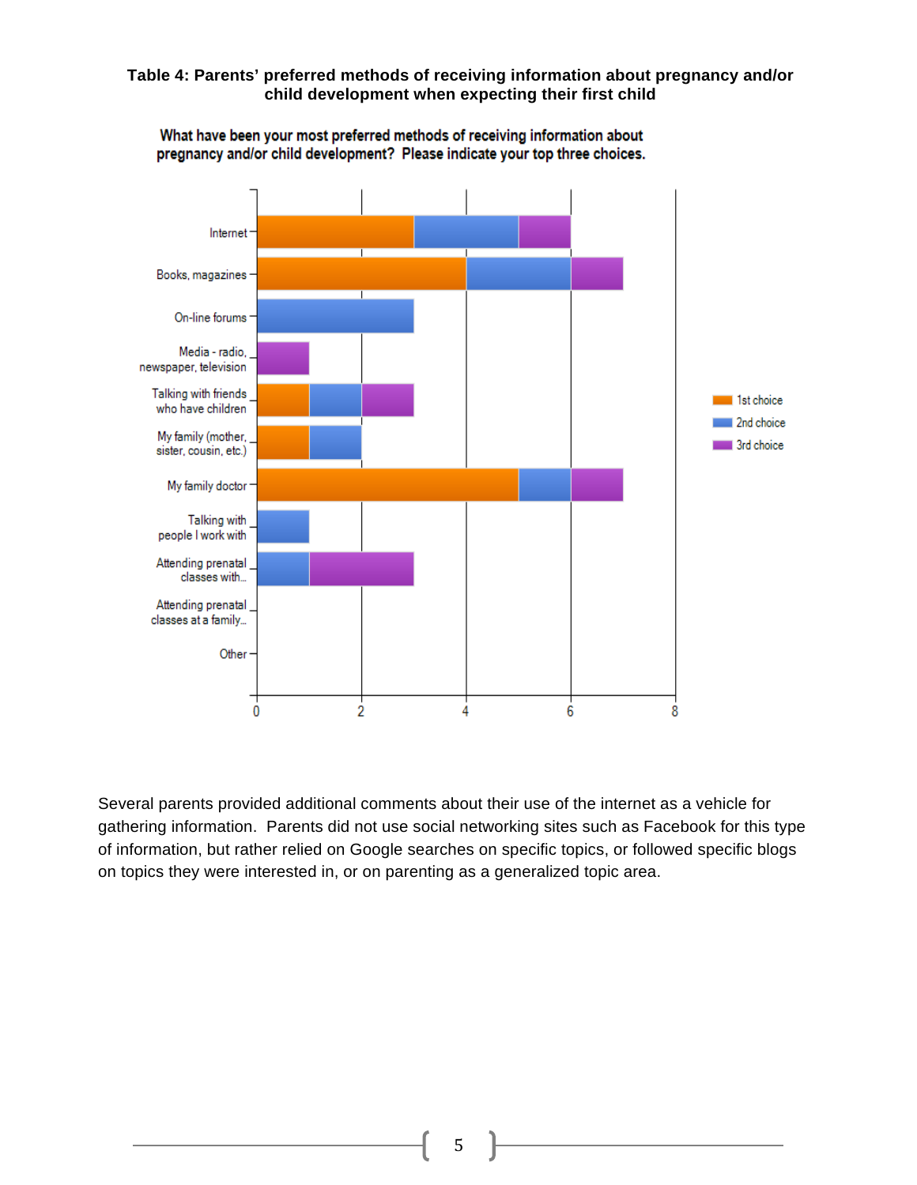**Table 4: Parents' preferred methods of receiving information about pregnancy and/or child development when expecting their first child**

**What have been your most preferred methods of receiving information about pregnancy and/or child development? Please indicate your top three choices.**

| Method | 1st choice | 2nd choice | 3rd choice |
|---|---|---|---|
| Internet | 3 | 2 | 1 |
| Books, magazines | 4 | 2 | 1 |
| On-line forums | 0 | 3 | 0 |
| Media - radio, newspaper, television | 0 | 0 | 1 |
| Talking with friends who have children | 1 | 1 | 1 |
| My family (mother, sister, cousin, etc.) | 1 | 1 | 0 |
| My family doctor | 5 | 1 | 1 |
| Talking with people I work with | 0 | 1 | 0 |
| Attending prenatal classes with... | 0 | 1 | 2 |
| Attending prenatal classes at a family... | 0 | 0 | 0 |
| Other | 0 | 0 | 0 |

Several parents provided additional comments about their use of the internet as a vehicle for gathering information. Parents did not use social networking sites such as Facebook for this type of information, but rather relied on Google searches on specific topics, or followed specific blogs on topics they were interested in, or on parenting as a generalized topic area.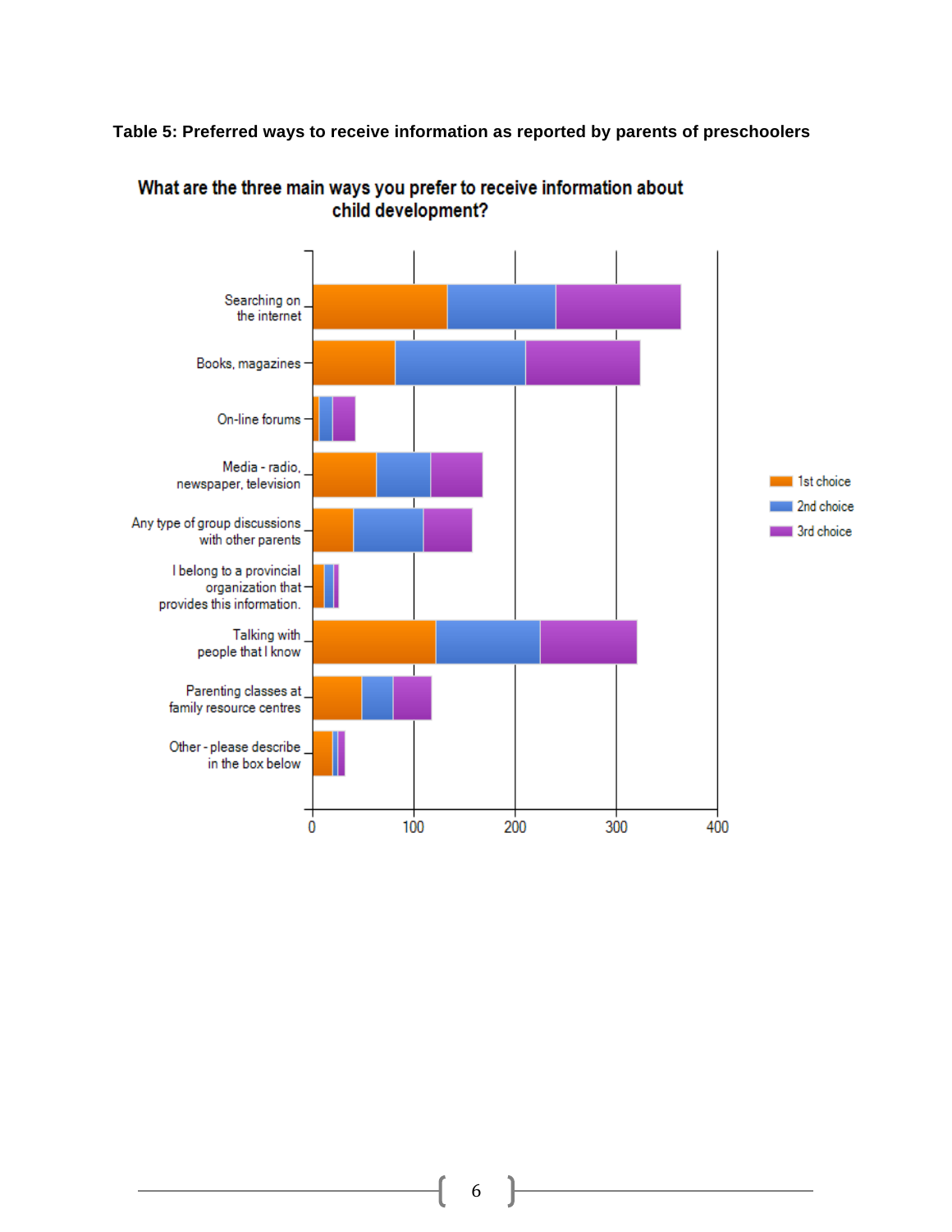**Table 5: Preferred ways to receive information as reported by parents of preschoolers**

What are the three main ways you prefer to receive information about child development?

Searching on the internet

Books, magazines

On-line forums

Media - radio, newspaper, television

Any type of group discussions with other parents

I belong to a provincial organization that provides this information.

Talking with people that I know

Parenting classes at family resource centres

Other - please describe in the box below

0 100 200 300 400

1st choice
2nd choice
3rd choice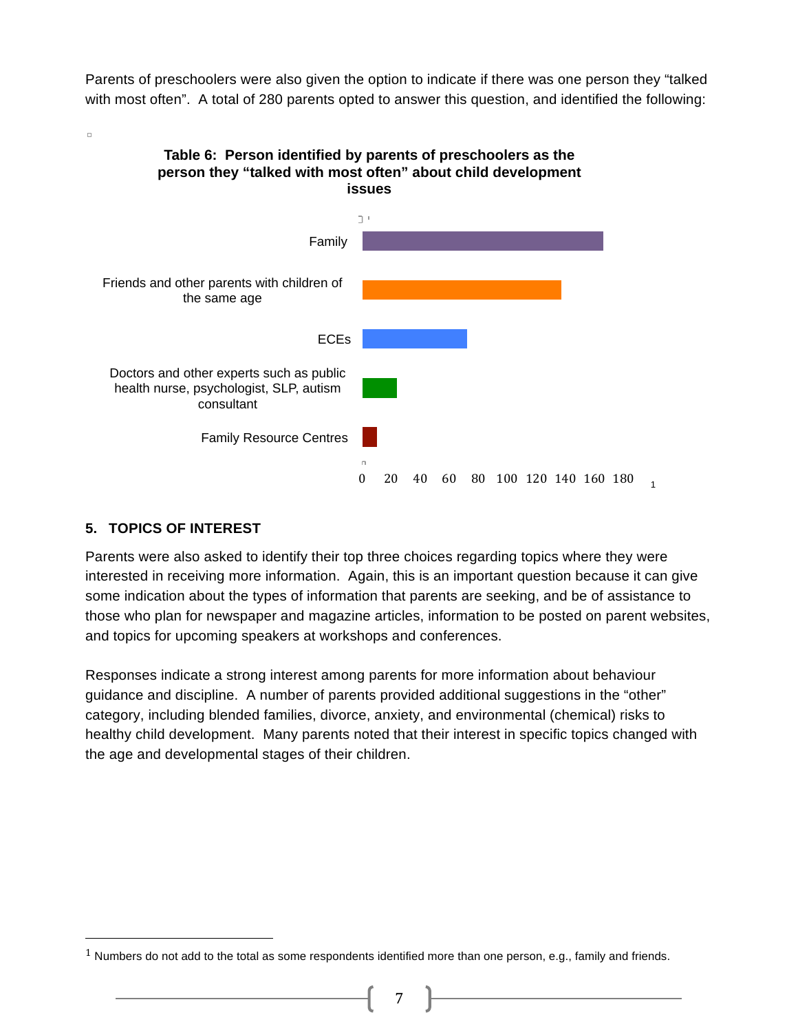Parents of preschoolers were also given the option to indicate if there was one person they "talked with most often". A total of 280 parents opted to answer this question, and identified the following:

**Table 6: Person identified by parents of preschoolers as the person they "talked with most often" about child development issues**

| Person | Approximate number |
|---|---|
| Family | ~165 |
| Friends and other parents with children of the same age | ~137 |
| ECEs | ~72 |
| Doctors and other experts such as public health nurse, psychologist, SLP, autism consultant | ~24 |
| Family Resource Centres | ~10 |

Axis: 0 20 40 60 80 100 120 140 160 180 [1]

## 5. TOPICS OF INTEREST

Parents were also asked to identify their top three choices regarding topics where they were interested in receiving more information. Again, this is an important question because it can give some indication about the types of information that parents are seeking, and be of assistance to those who plan for newspaper and magazine articles, information to be posted on parent websites, and topics for upcoming speakers at workshops and conferences.

Responses indicate a strong interest among parents for more information about behaviour guidance and discipline. A number of parents provided additional suggestions in the "other" category, including blended families, divorce, anxiety, and environmental (chemical) risks to healthy child development. Many parents noted that their interest in specific topics changed with the age and developmental stages of their children.

---

[1] Numbers do not add to the total as some respondents identified more than one person, e.g., family and friends.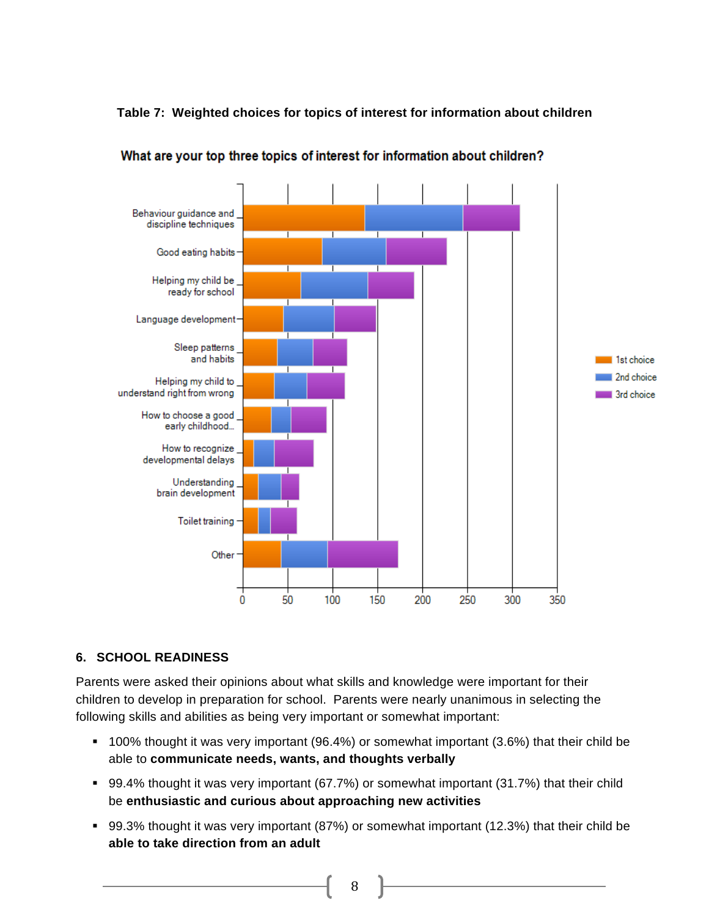**Table 7: Weighted choices for topics of interest for information about children**

## 6. SCHOOL READINESS

Parents were asked their opinions about what skills and knowledge were important for their children to develop in preparation for school. Parents were nearly unanimous in selecting the following skills and abilities as being very important or somewhat important:

- 100% thought it was very important (96.4%) or somewhat important (3.6%) that their child be able to **communicate needs, wants, and thoughts verbally**
- 99.4% thought it was very important (67.7%) or somewhat important (31.7%) that their child be **enthusiastic and curious about approaching new activities**
- 99.3% thought it was very important (87%) or somewhat important (12.3%) that their child be **able to take direction from an adult**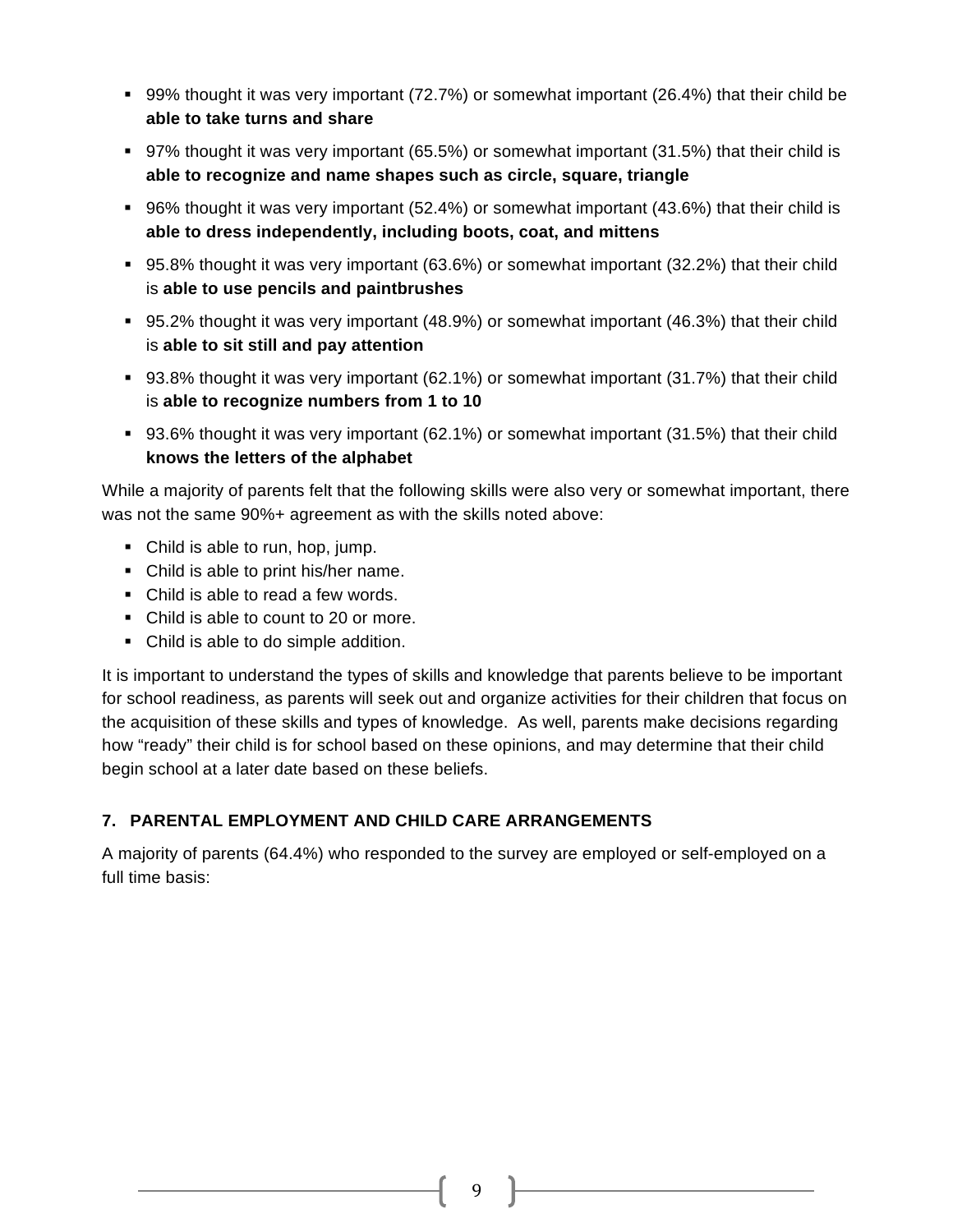- 99% thought it was very important (72.7%) or somewhat important (26.4%) that their child be **able to take turns and share**
- 97% thought it was very important (65.5%) or somewhat important (31.5%) that their child is **able to recognize and name shapes such as circle, square, triangle**
- 96% thought it was very important (52.4%) or somewhat important (43.6%) that their child is **able to dress independently, including boots, coat, and mittens**
- 95.8% thought it was very important (63.6%) or somewhat important (32.2%) that their child is **able to use pencils and paintbrushes**
- 95.2% thought it was very important (48.9%) or somewhat important (46.3%) that their child is **able to sit still and pay attention**
- 93.8% thought it was very important (62.1%) or somewhat important (31.7%) that their child is **able to recognize numbers from 1 to 10**
- 93.6% thought it was very important (62.1%) or somewhat important (31.5%) that their child **knows the letters of the alphabet**

While a majority of parents felt that the following skills were also very or somewhat important, there was not the same 90%+ agreement as with the skills noted above:

- Child is able to run, hop, jump.
- Child is able to print his/her name.
- Child is able to read a few words.
- Child is able to count to 20 or more.
- Child is able to do simple addition.

It is important to understand the types of skills and knowledge that parents believe to be important for school readiness, as parents will seek out and organize activities for their children that focus on the acquisition of these skills and types of knowledge. As well, parents make decisions regarding how "ready" their child is for school based on these opinions, and may determine that their child begin school at a later date based on these beliefs.

## 7. PARENTAL EMPLOYMENT AND CHILD CARE ARRANGEMENTS

A majority of parents (64.4%) who responded to the survey are employed or self-employed on a full time basis: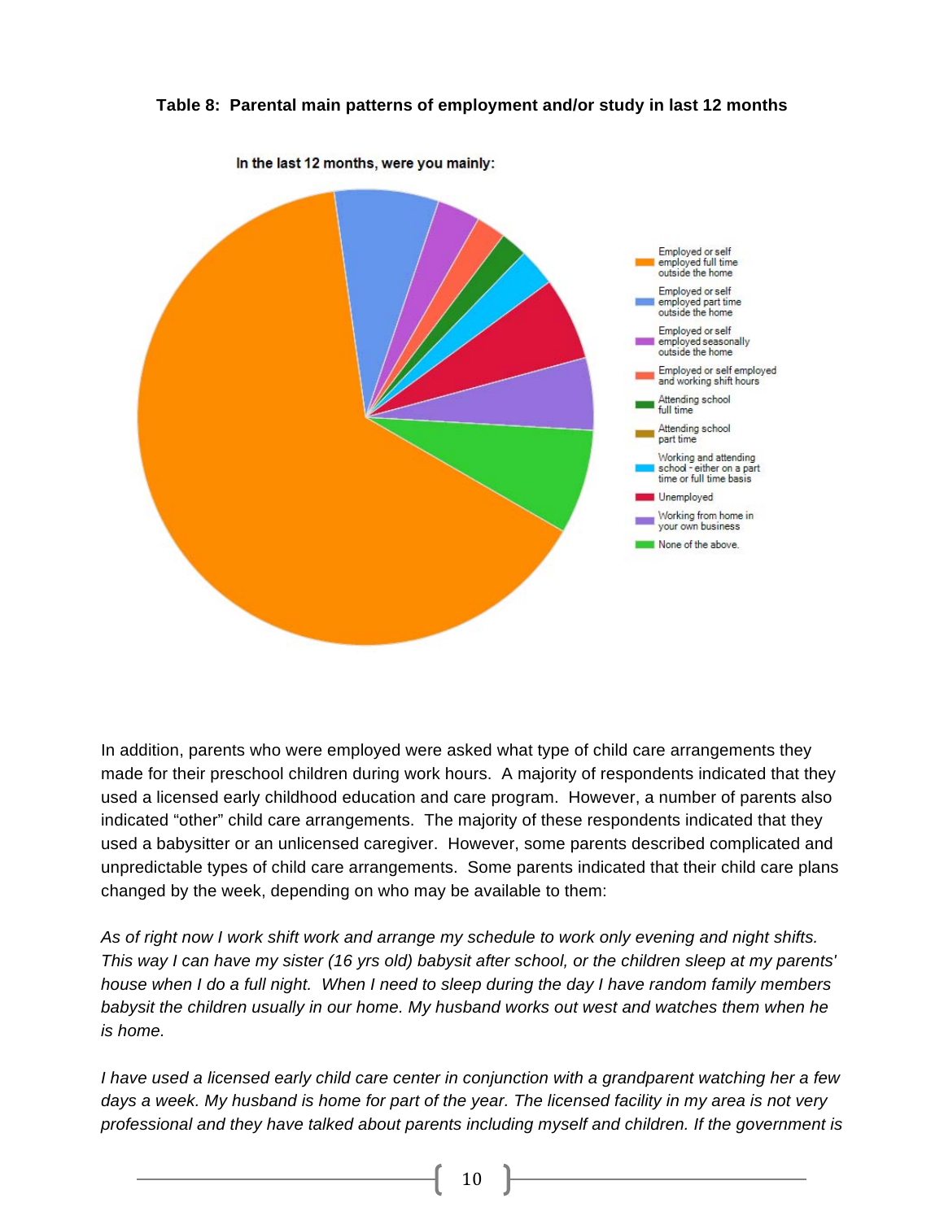**Table 8: Parental main patterns of employment and/or study in last 12 months**

In addition, parents who were employed were asked what type of child care arrangements they made for their preschool children during work hours. A majority of respondents indicated that they used a licensed early childhood education and care program. However, a number of parents also indicated "other" child care arrangements. The majority of these respondents indicated that they used a babysitter or an unlicensed caregiver. However, some parents described complicated and unpredictable types of child care arrangements. Some parents indicated that their child care plans changed by the week, depending on who may be available to them:

*As of right now I work shift work and arrange my schedule to work only evening and night shifts. This way I can have my sister (16 yrs old) babysit after school, or the children sleep at my parents' house when I do a full night. When I need to sleep during the day I have random family members babysit the children usually in our home. My husband works out west and watches them when he is home.*

*I have used a licensed early child care center in conjunction with a grandparent watching her a few days a week. My husband is home for part of the year. The licensed facility in my area is not very professional and they have talked about parents including myself and children. If the government is*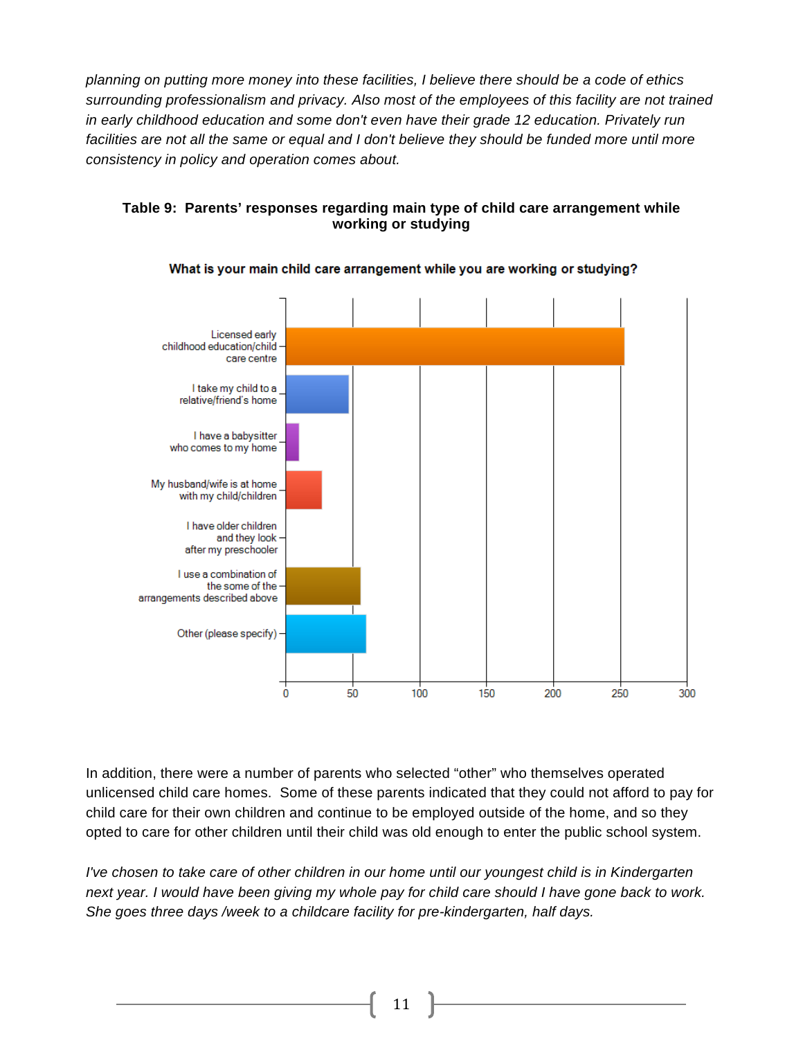*planning on putting more money into these facilities, I believe there should be a code of ethics surrounding professionalism and privacy. Also most of the employees of this facility are not trained in early childhood education and some don't even have their grade 12 education. Privately run facilities are not all the same or equal and I don't believe they should be funded more until more consistency in policy and operation comes about.*

**Table 9: Parents' responses regarding main type of child care arrangement while working or studying**

**What is your main child care arrangement while you are working or studying?**

- Licensed early childhood education/child care centre
- I take my child to a relative/friend's home
- I have a babysitter who comes to my home
- My husband/wife is at home with my child/children
- I have older children and they look after my preschooler
- I use a combination of the some of the arrangements described above
- Other (please specify)

0 50 100 150 200 250 300

In addition, there were a number of parents who selected "other" who themselves operated unlicensed child care homes. Some of these parents indicated that they could not afford to pay for child care for their own children and continue to be employed outside of the home, and so they opted to care for other children until their child was old enough to enter the public school system.

*I've chosen to take care of other children in our home until our youngest child is in Kindergarten next year. I would have been giving my whole pay for child care should I have gone back to work. She goes three days /week to a childcare facility for pre-kindergarten, half days.*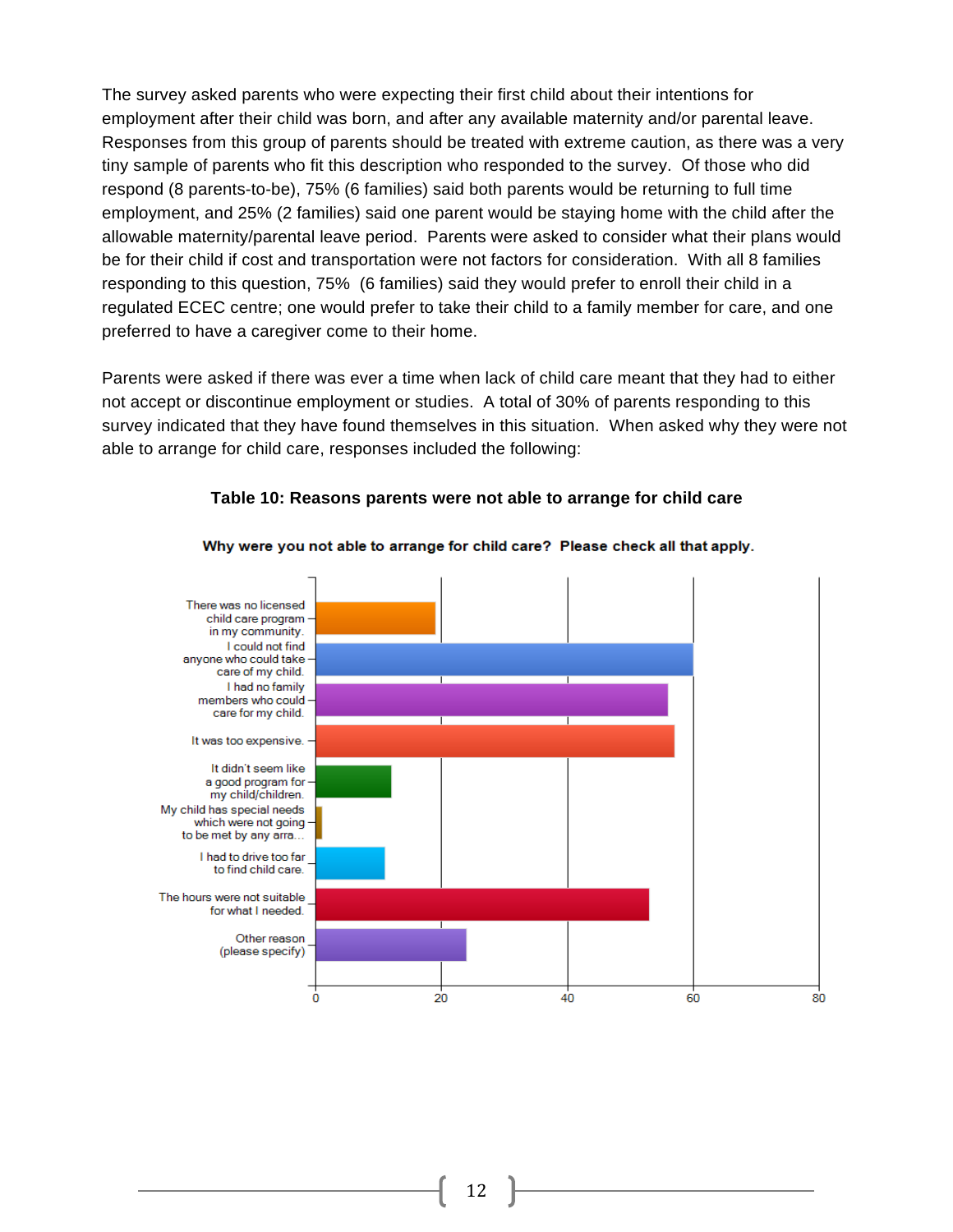The survey asked parents who were expecting their first child about their intentions for employment after their child was born, and after any available maternity and/or parental leave. Responses from this group of parents should be treated with extreme caution, as there was a very tiny sample of parents who fit this description who responded to the survey. Of those who did respond (8 parents-to-be), 75% (6 families) said both parents would be returning to full time employment, and 25% (2 families) said one parent would be staying home with the child after the allowable maternity/parental leave period. Parents were asked to consider what their plans would be for their child if cost and transportation were not factors for consideration. With all 8 families responding to this question, 75% (6 families) said they would prefer to enroll their child in a regulated ECEC centre; one would prefer to take their child to a family member for care, and one preferred to have a caregiver come to their home.

Parents were asked if there was ever a time when lack of child care meant that they had to either not accept or discontinue employment or studies. A total of 30% of parents responding to this survey indicated that they have found themselves in this situation. When asked why they were not able to arrange for child care, responses included the following:

**Table 10: Reasons parents were not able to arrange for child care**

**Why were you not able to arrange for child care? Please check all that apply.**

| Response | Approximate count |
|---|---|
| There was no licensed child care program in my community. | 19 |
| I could not find anyone who could take care of my child. | 60 |
| I had no family members who could care for my child. | 56 |
| It was too expensive. | 57 |
| It didn't seem like a good program for my child/children. | 12 |
| My child has special needs which were not going to be met by any arra... | 1 |
| I had to drive too far to find child care. | 11 |
| The hours were not suitable for what I needed. | 53 |
| Other reason (please specify) | 24 |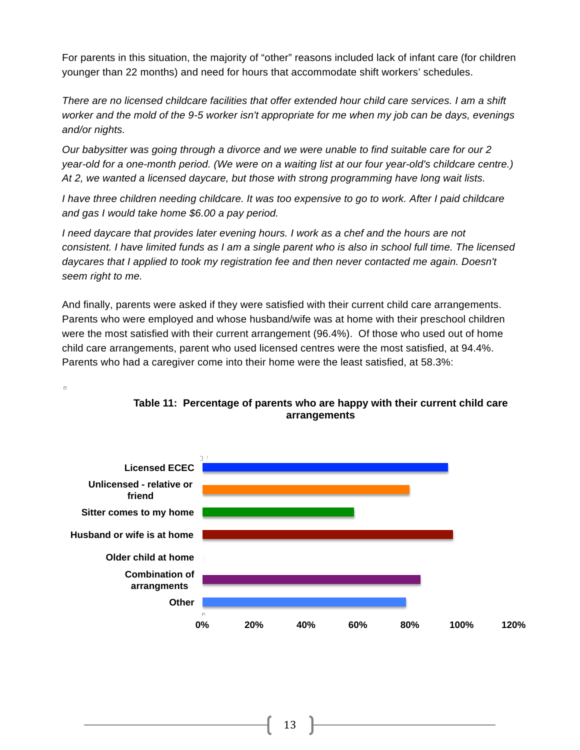For parents in this situation, the majority of "other" reasons included lack of infant care (for children younger than 22 months) and need for hours that accommodate shift workers' schedules.

*There are no licensed childcare facilities that offer extended hour child care services. I am a shift worker and the mold of the 9-5 worker isn't appropriate for me when my job can be days, evenings and/or nights.*

*Our babysitter was going through a divorce and we were unable to find suitable care for our 2 year-old for a one-month period. (We were on a waiting list at our four year-old's childcare centre.) At 2, we wanted a licensed daycare, but those with strong programming have long wait lists.*

*I have three children needing childcare. It was too expensive to go to work. After I paid childcare and gas I would take home $6.00 a pay period.*

*I need daycare that provides later evening hours. I work as a chef and the hours are not consistent. I have limited funds as I am a single parent who is also in school full time. The licensed daycares that I applied to took my registration fee and then never contacted me again. Doesn't seem right to me.*

And finally, parents were asked if they were satisfied with their current child care arrangements. Parents who were employed and whose husband/wife was at home with their preschool children were the most satisfied with their current arrangement (96.4%). Of those who used out of home child care arrangements, parent who used licensed centres were the most satisfied, at 94.4%. Parents who had a caregiver come into their home were the least satisfied, at 58.3%:

**Table 11: Percentage of parents who are happy with their current child care arrangements**

Licensed ECEC

Unlicensed - relative or friend

Sitter comes to my home

Husband or wife is at home

Older child at home

Combination of arrangments

Other

0% 20% 40% 60% 80% 100% 120%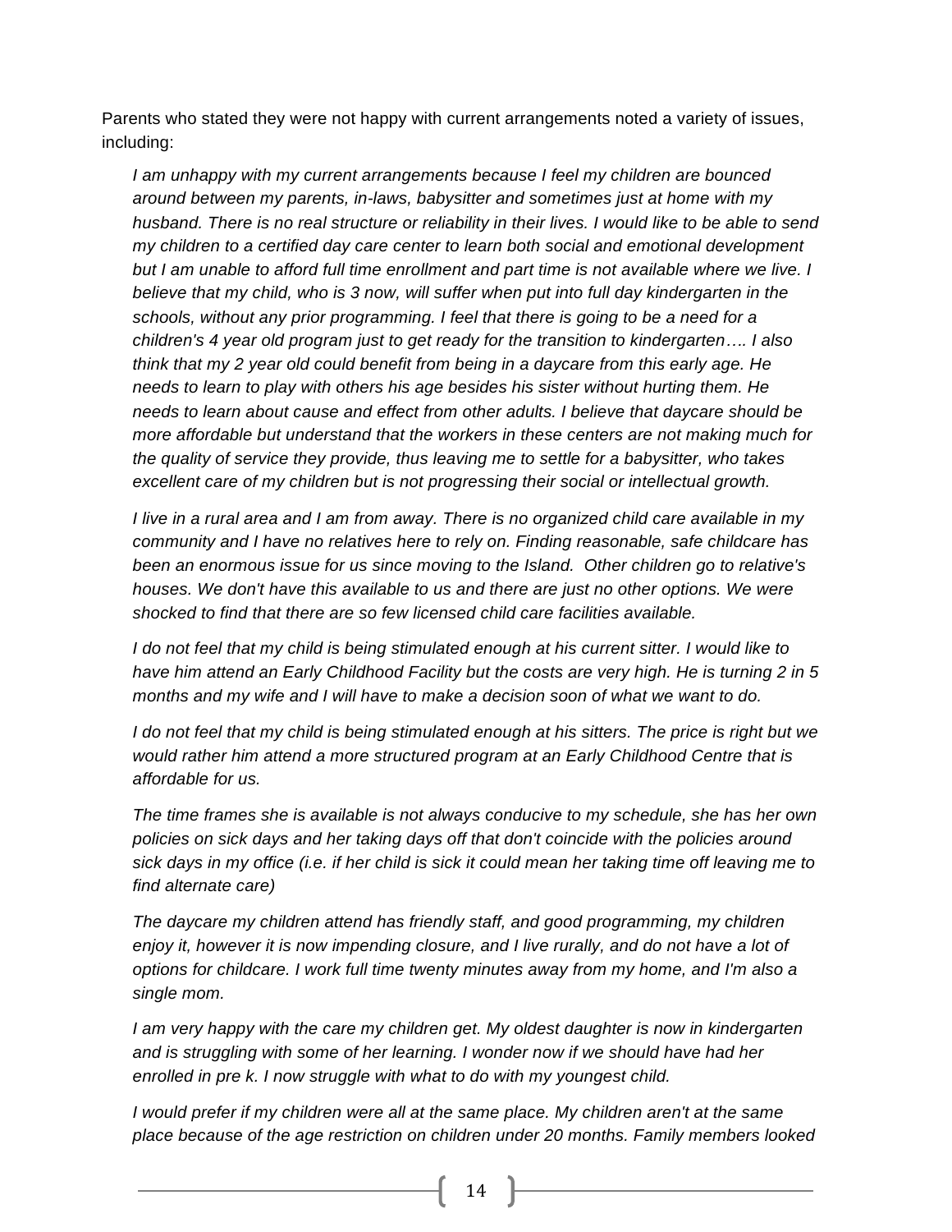Parents who stated they were not happy with current arrangements noted a variety of issues, including:

> *I am unhappy with my current arrangements because I feel my children are bounced around between my parents, in-laws, babysitter and sometimes just at home with my husband. There is no real structure or reliability in their lives. I would like to be able to send my children to a certified day care center to learn both social and emotional development but I am unable to afford full time enrollment and part time is not available where we live. I believe that my child, who is 3 now, will suffer when put into full day kindergarten in the schools, without any prior programming. I feel that there is going to be a need for a children's 4 year old program just to get ready for the transition to kindergarten…. I also think that my 2 year old could benefit from being in a daycare from this early age. He needs to learn to play with others his age besides his sister without hurting them. He needs to learn about cause and effect from other adults. I believe that daycare should be more affordable but understand that the workers in these centers are not making much for the quality of service they provide, thus leaving me to settle for a babysitter, who takes excellent care of my children but is not progressing their social or intellectual growth.*
>
> *I live in a rural area and I am from away. There is no organized child care available in my community and I have no relatives here to rely on. Finding reasonable, safe childcare has been an enormous issue for us since moving to the Island. Other children go to relative's houses. We don't have this available to us and there are just no other options. We were shocked to find that there are so few licensed child care facilities available.*
>
> *I do not feel that my child is being stimulated enough at his current sitter. I would like to have him attend an Early Childhood Facility but the costs are very high. He is turning 2 in 5 months and my wife and I will have to make a decision soon of what we want to do.*
>
> *I do not feel that my child is being stimulated enough at his sitters. The price is right but we would rather him attend a more structured program at an Early Childhood Centre that is affordable for us.*
>
> *The time frames she is available is not always conducive to my schedule, she has her own policies on sick days and her taking days off that don't coincide with the policies around sick days in my office (i.e. if her child is sick it could mean her taking time off leaving me to find alternate care)*
>
> *The daycare my children attend has friendly staff, and good programming, my children enjoy it, however it is now impending closure, and I live rurally, and do not have a lot of options for childcare. I work full time twenty minutes away from my home, and I'm also a single mom.*
>
> *I am very happy with the care my children get. My oldest daughter is now in kindergarten and is struggling with some of her learning. I wonder now if we should have had her enrolled in pre k. I now struggle with what to do with my youngest child.*
>
> *I would prefer if my children were all at the same place. My children aren't at the same place because of the age restriction on children under 20 months. Family members looked*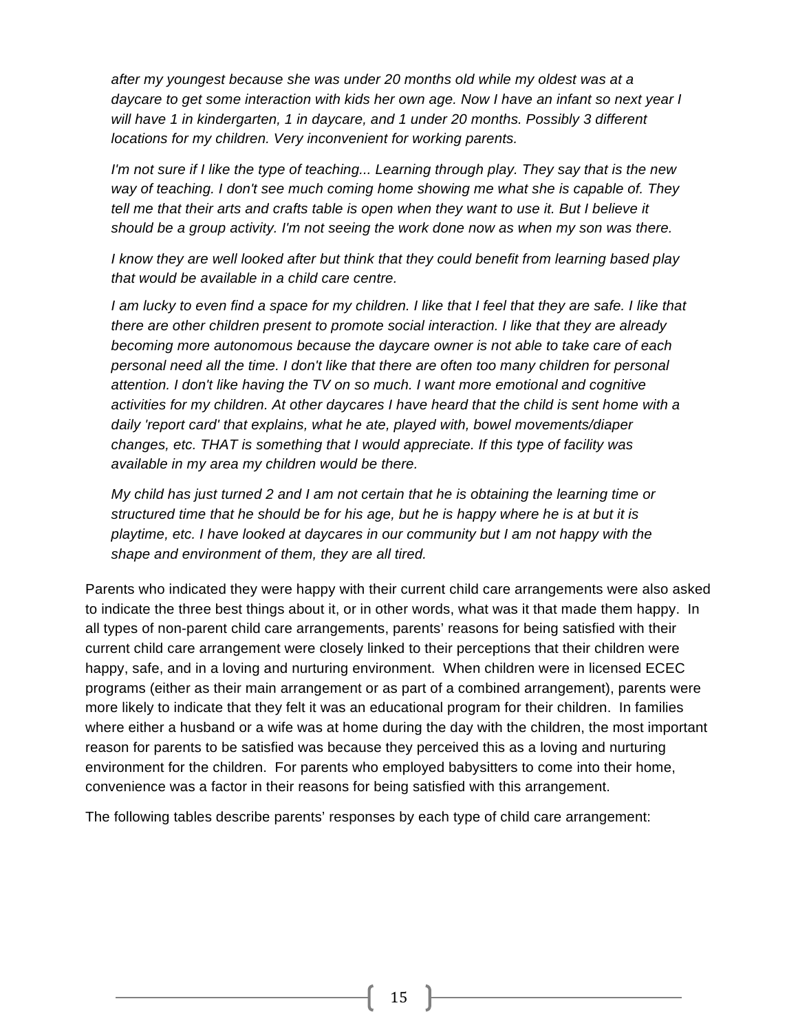*after my youngest because she was under 20 months old while my oldest was at a daycare to get some interaction with kids her own age. Now I have an infant so next year I will have 1 in kindergarten, 1 in daycare, and 1 under 20 months. Possibly 3 different locations for my children. Very inconvenient for working parents.*

*I'm not sure if I like the type of teaching... Learning through play. They say that is the new way of teaching. I don't see much coming home showing me what she is capable of. They tell me that their arts and crafts table is open when they want to use it. But I believe it should be a group activity. I'm not seeing the work done now as when my son was there.*

*I know they are well looked after but think that they could benefit from learning based play that would be available in a child care centre.*

*I am lucky to even find a space for my children. I like that I feel that they are safe. I like that there are other children present to promote social interaction. I like that they are already becoming more autonomous because the daycare owner is not able to take care of each personal need all the time. I don't like that there are often too many children for personal attention. I don't like having the TV on so much. I want more emotional and cognitive activities for my children. At other daycares I have heard that the child is sent home with a daily 'report card' that explains, what he ate, played with, bowel movements/diaper changes, etc. THAT is something that I would appreciate. If this type of facility was available in my area my children would be there.*

*My child has just turned 2 and I am not certain that he is obtaining the learning time or structured time that he should be for his age, but he is happy where he is at but it is playtime, etc. I have looked at daycares in our community but I am not happy with the shape and environment of them, they are all tired.*

Parents who indicated they were happy with their current child care arrangements were also asked to indicate the three best things about it, or in other words, what was it that made them happy. In all types of non-parent child care arrangements, parents' reasons for being satisfied with their current child care arrangement were closely linked to their perceptions that their children were happy, safe, and in a loving and nurturing environment. When children were in licensed ECEC programs (either as their main arrangement or as part of a combined arrangement), parents were more likely to indicate that they felt it was an educational program for their children. In families where either a husband or a wife was at home during the day with the children, the most important reason for parents to be satisfied was because they perceived this as a loving and nurturing environment for the children. For parents who employed babysitters to come into their home, convenience was a factor in their reasons for being satisfied with this arrangement.

The following tables describe parents' responses by each type of child care arrangement: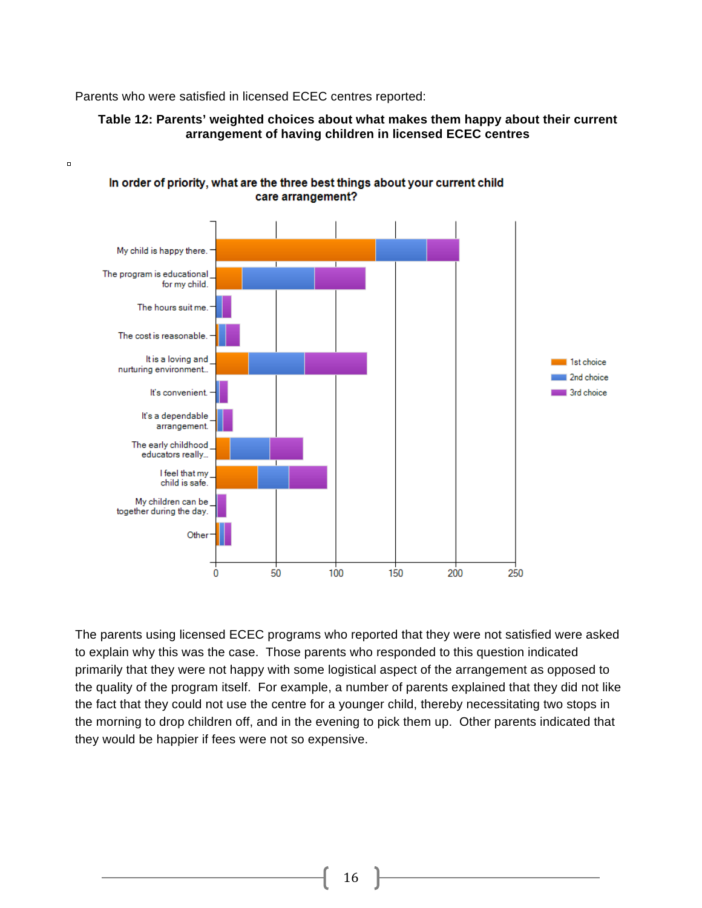Parents who were satisfied in licensed ECEC centres reported:

**Table 12: Parents' weighted choices about what makes them happy about their current arrangement of having children in licensed ECEC centres**

The parents using licensed ECEC programs who reported that they were not satisfied were asked to explain why this was the case. Those parents who responded to this question indicated primarily that they were not happy with some logistical aspect of the arrangement as opposed to the quality of the program itself. For example, a number of parents explained that they did not like the fact that they could not use the centre for a younger child, thereby necessitating two stops in the morning to drop children off, and in the evening to pick them up. Other parents indicated that they would be happier if fees were not so expensive.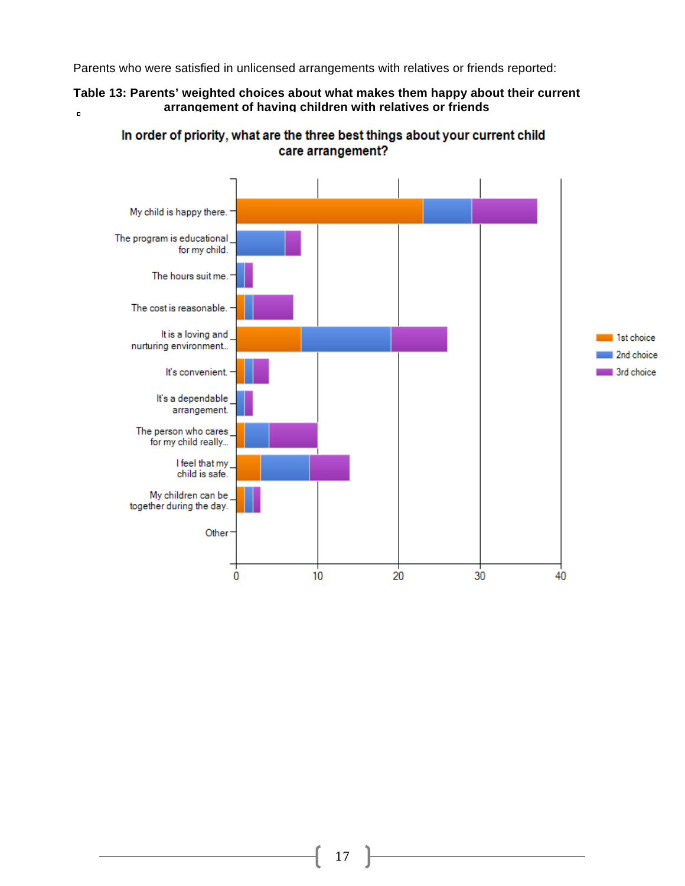Parents who were satisfied in unlicensed arrangements with relatives or friends reported:

**Table 13: Parents' weighted choices about what makes them happy about their current arrangement of having children with relatives or friends**

**In order of priority, what are the three best things about your current child care arrangement?**

| Response | 1st choice | 2nd choice | 3rd choice |
|---|---|---|---|
| My child is happy there. | 23 | 6 | 8 |
| The program is educational for my child. | 0 | 6 | 2 |
| The hours suit me. | 0 | 1 | 1 |
| The cost is reasonable. | 1 | 1 | 5 |
| It is a loving and nurturing environment... | 8 | 11 | 7 |
| It's convenient. | 1 | 1 | 2 |
| It's a dependable arrangement. | 0 | 1 | 1 |
| The person who cares for my child really... | 1 | 3 | 6 |
| I feel that my child is safe. | 3 | 6 | 5 |
| My children can be together during the day. | 1 | 1 | 1 |
| Other | 0 | 0 | 0 |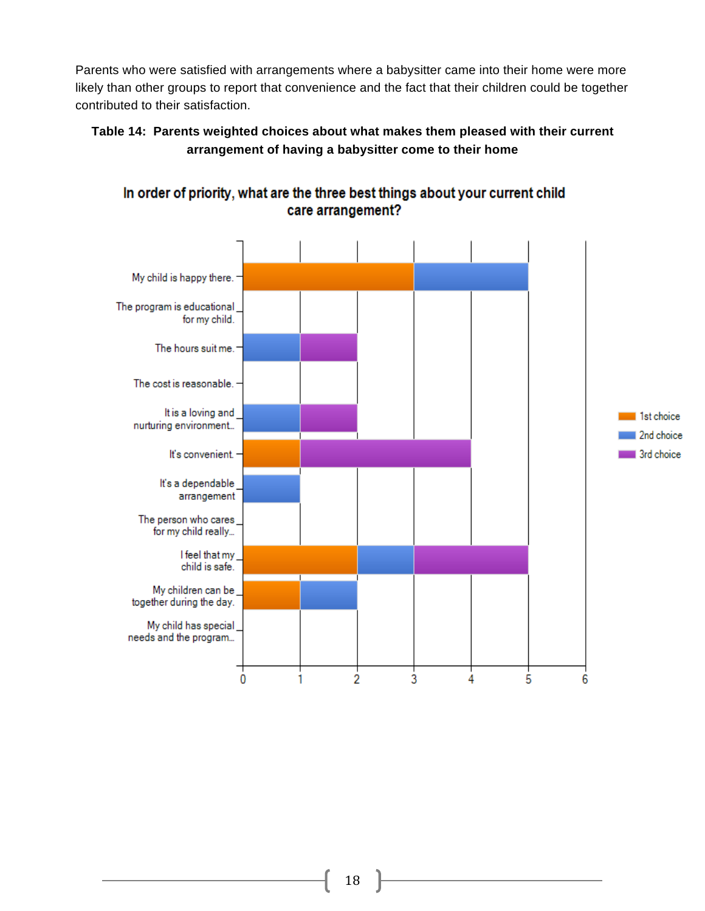Parents who were satisfied with arrangements where a babysitter came into their home were more likely than other groups to report that convenience and the fact that their children could be together contributed to their satisfaction.

**Table 14: Parents weighted choices about what makes them pleased with their current arrangement of having a babysitter come to their home**

**In order of priority, what are the three best things about your current child care arrangement?**

| Response | 1st choice | 2nd choice | 3rd choice |
|---|---|---|---|
| My child is happy there. | 3 | 2 | 0 |
| The program is educational for my child. | 0 | 0 | 0 |
| The hours suit me. | 0 | 1 | 1 |
| The cost is reasonable. | 0 | 0 | 0 |
| It is a loving and nurturing environment... | 0 | 1 | 1 |
| It's convenient. | 1 | 0 | 3 |
| It's a dependable arrangement | 0 | 1 | 0 |
| The person who cares for my child really... | 0 | 0 | 0 |
| I feel that my child is safe. | 2 | 1 | 2 |
| My children can be together during the day. | 1 | 1 | 0 |
| My child has special needs and the program... | 0 | 0 | 0 |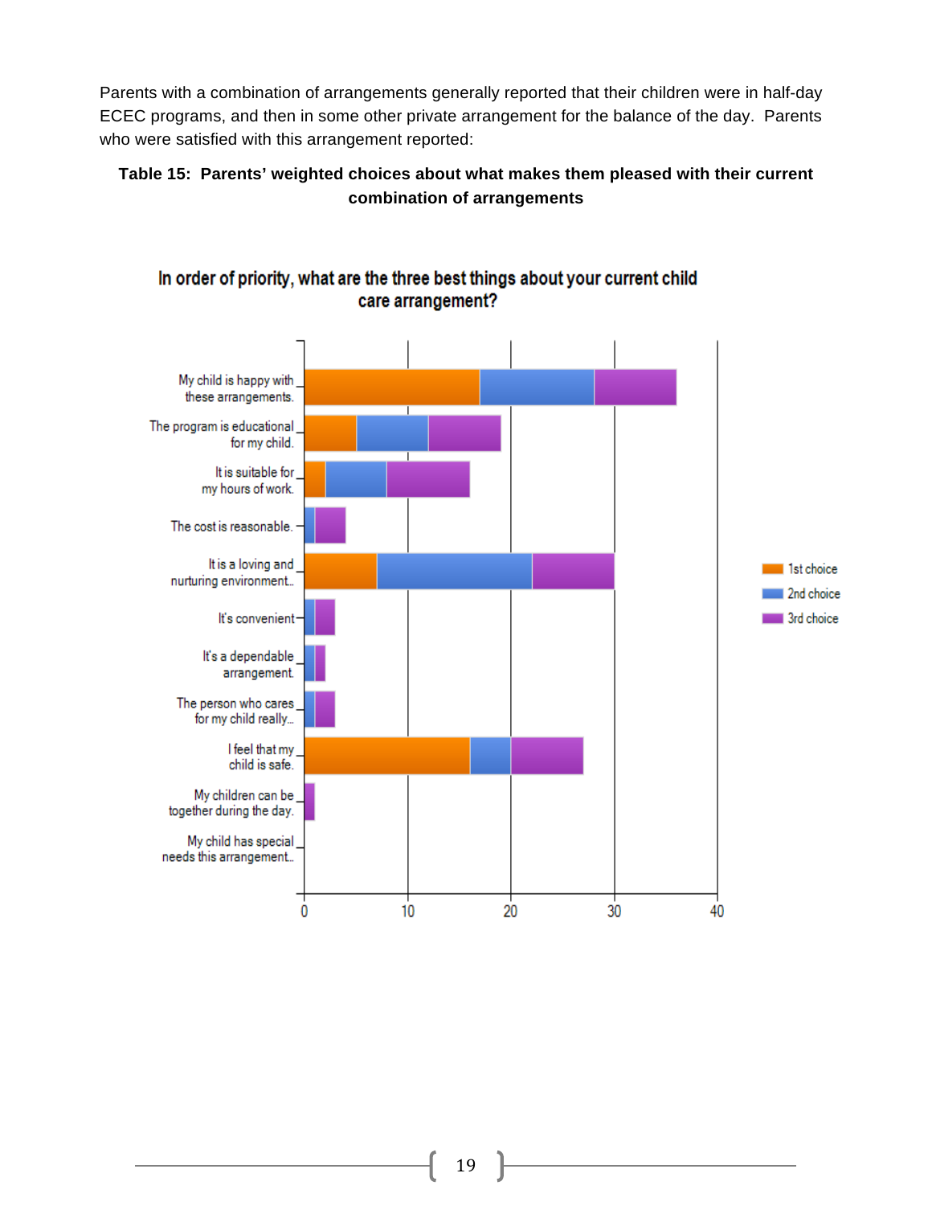Parents with a combination of arrangements generally reported that their children were in half-day ECEC programs, and then in some other private arrangement for the balance of the day. Parents who were satisfied with this arrangement reported:

**Table 15: Parents' weighted choices about what makes them pleased with their current combination of arrangements**

In order of priority, what are the three best things about your current child care arrangement?

| Response | 1st choice | 2nd choice | 3rd choice |
|---|---|---|---|
| My child is happy with these arrangements. | 17 | 11 | 8 |
| The program is educational for my child. | 5 | 7 | 7 |
| It is suitable for my hours of work. | 2 | 6 | 8 |
| The cost is reasonable. | 0 | 1 | 3 |
| It is a loving and nurturing environment.. | 7 | 15 | 8 |
| It's convenient | 0 | 1 | 2 |
| It's a dependable arrangement. | 0 | 1 | 1 |
| The person who cares for my child really.. | 0 | 1 | 2 |
| I feel that my child is safe. | 16 | 4 | 7 |
| My children can be together during the day. | 0 | 0 | 1 |
| My child has special needs this arrangement.. | 0 | 0 | 0 |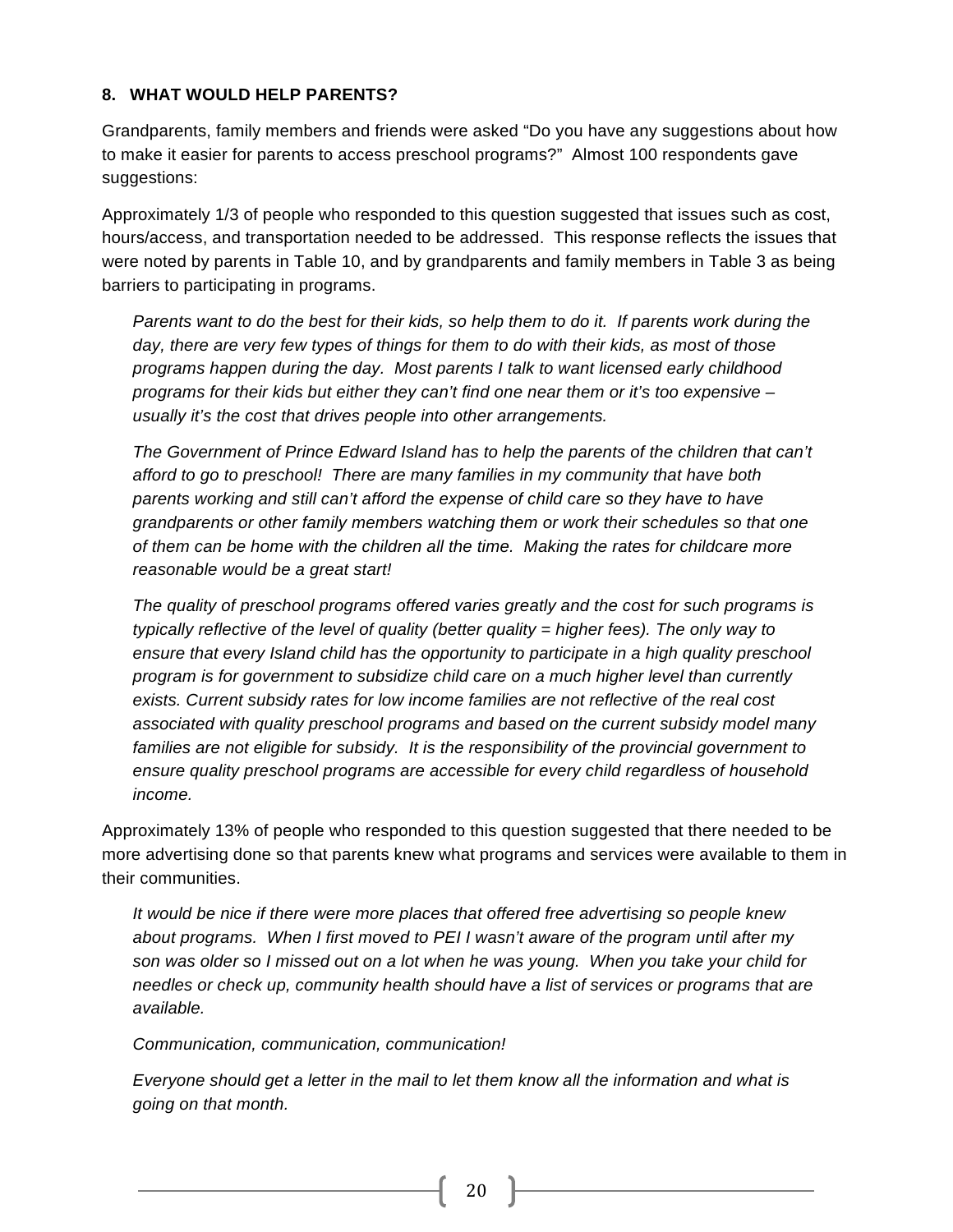### 8. WHAT WOULD HELP PARENTS?

Grandparents, family members and friends were asked "Do you have any suggestions about how to make it easier for parents to access preschool programs?" Almost 100 respondents gave suggestions:

Approximately 1/3 of people who responded to this question suggested that issues such as cost, hours/access, and transportation needed to be addressed. This response reflects the issues that were noted by parents in Table 10, and by grandparents and family members in Table 3 as being barriers to participating in programs.

> *Parents want to do the best for their kids, so help them to do it. If parents work during the day, there are very few types of things for them to do with their kids, as most of those programs happen during the day. Most parents I talk to want licensed early childhood programs for their kids but either they can't find one near them or it's too expensive – usually it's the cost that drives people into other arrangements.*

> *The Government of Prince Edward Island has to help the parents of the children that can't afford to go to preschool! There are many families in my community that have both parents working and still can't afford the expense of child care so they have to have grandparents or other family members watching them or work their schedules so that one of them can be home with the children all the time. Making the rates for childcare more reasonable would be a great start!*

> *The quality of preschool programs offered varies greatly and the cost for such programs is typically reflective of the level of quality (better quality = higher fees). The only way to ensure that every Island child has the opportunity to participate in a high quality preschool program is for government to subsidize child care on a much higher level than currently exists. Current subsidy rates for low income families are not reflective of the real cost associated with quality preschool programs and based on the current subsidy model many families are not eligible for subsidy. It is the responsibility of the provincial government to ensure quality preschool programs are accessible for every child regardless of household income.*

Approximately 13% of people who responded to this question suggested that there needed to be more advertising done so that parents knew what programs and services were available to them in their communities.

> *It would be nice if there were more places that offered free advertising so people knew about programs. When I first moved to PEI I wasn't aware of the program until after my son was older so I missed out on a lot when he was young. When you take your child for needles or check up, community health should have a list of services or programs that are available.*

> *Communication, communication, communication!*

> *Everyone should get a letter in the mail to let them know all the information and what is going on that month.*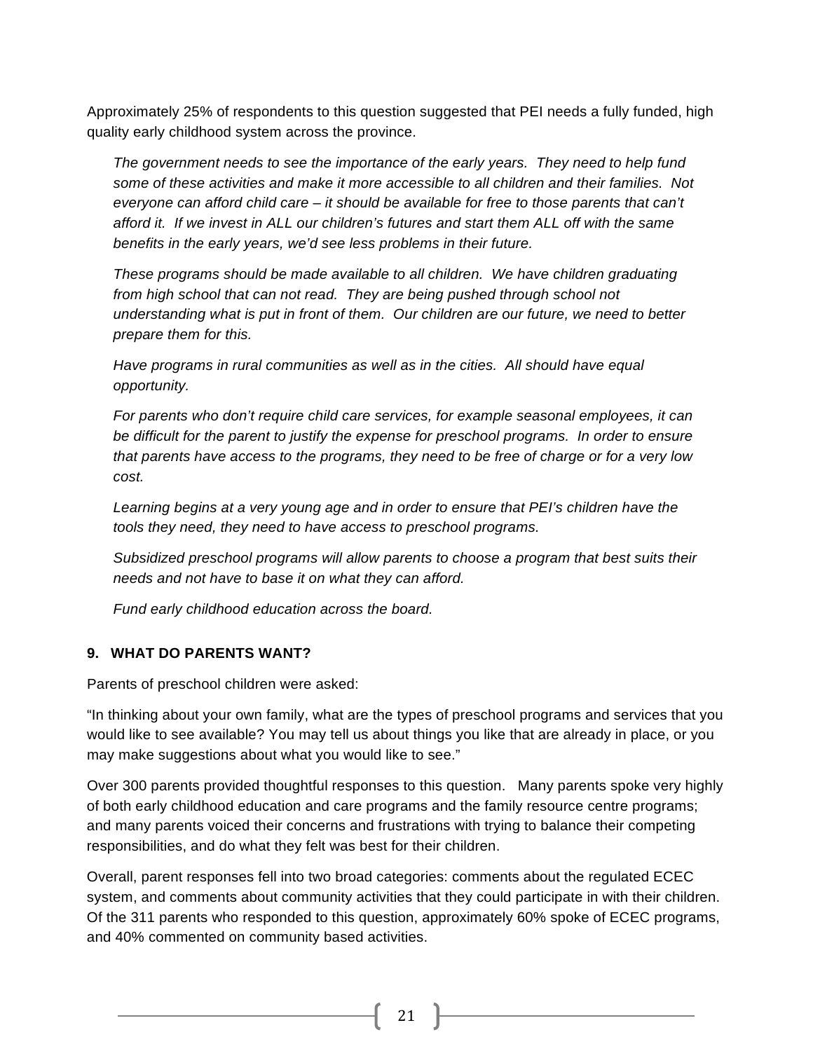Approximately 25% of respondents to this question suggested that PEI needs a fully funded, high quality early childhood system across the province.

> *The government needs to see the importance of the early years. They need to help fund some of these activities and make it more accessible to all children and their families. Not everyone can afford child care – it should be available for free to those parents that can't afford it. If we invest in ALL our children's futures and start them ALL off with the same benefits in the early years, we'd see less problems in their future.*
>
> *These programs should be made available to all children. We have children graduating from high school that can not read. They are being pushed through school not understanding what is put in front of them. Our children are our future, we need to better prepare them for this.*
>
> *Have programs in rural communities as well as in the cities. All should have equal opportunity.*
>
> *For parents who don't require child care services, for example seasonal employees, it can be difficult for the parent to justify the expense for preschool programs. In order to ensure that parents have access to the programs, they need to be free of charge or for a very low cost.*
>
> *Learning begins at a very young age and in order to ensure that PEI's children have the tools they need, they need to have access to preschool programs.*
>
> *Subsidized preschool programs will allow parents to choose a program that best suits their needs and not have to base it on what they can afford.*
>
> *Fund early childhood education across the board.*

### 9. WHAT DO PARENTS WANT?

Parents of preschool children were asked:

"In thinking about your own family, what are the types of preschool programs and services that you would like to see available? You may tell us about things you like that are already in place, or you may make suggestions about what you would like to see."

Over 300 parents provided thoughtful responses to this question. Many parents spoke very highly of both early childhood education and care programs and the family resource centre programs; and many parents voiced their concerns and frustrations with trying to balance their competing responsibilities, and do what they felt was best for their children.

Overall, parent responses fell into two broad categories: comments about the regulated ECEC system, and comments about community activities that they could participate in with their children. Of the 311 parents who responded to this question, approximately 60% spoke of ECEC programs, and 40% commented on community based activities.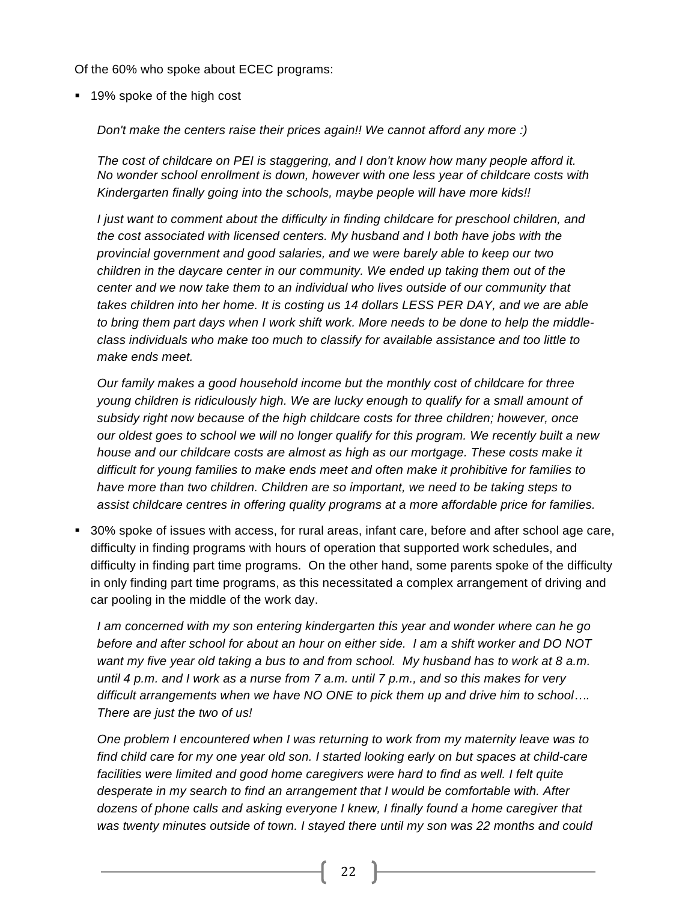Of the 60% who spoke about ECEC programs:

- 19% spoke of the high cost

  *Don't make the centers raise their prices again!! We cannot afford any more :)*

  *The cost of childcare on PEI is staggering, and I don't know how many people afford it. No wonder school enrollment is down, however with one less year of childcare costs with Kindergarten finally going into the schools, maybe people will have more kids!!*

  *I just want to comment about the difficulty in finding childcare for preschool children, and the cost associated with licensed centers. My husband and I both have jobs with the provincial government and good salaries, and we were barely able to keep our two children in the daycare center in our community. We ended up taking them out of the center and we now take them to an individual who lives outside of our community that takes children into her home. It is costing us 14 dollars LESS PER DAY, and we are able to bring them part days when I work shift work. More needs to be done to help the middle-class individuals who make too much to classify for available assistance and too little to make ends meet.*

  *Our family makes a good household income but the monthly cost of childcare for three young children is ridiculously high. We are lucky enough to qualify for a small amount of subsidy right now because of the high childcare costs for three children; however, once our oldest goes to school we will no longer qualify for this program. We recently built a new house and our childcare costs are almost as high as our mortgage. These costs make it difficult for young families to make ends meet and often make it prohibitive for families to have more than two children. Children are so important, we need to be taking steps to assist childcare centres in offering quality programs at a more affordable price for families.*

- 30% spoke of issues with access, for rural areas, infant care, before and after school age care, difficulty in finding programs with hours of operation that supported work schedules, and difficulty in finding part time programs. On the other hand, some parents spoke of the difficulty in only finding part time programs, as this necessitated a complex arrangement of driving and car pooling in the middle of the work day.

  *I am concerned with my son entering kindergarten this year and wonder where can he go before and after school for about an hour on either side. I am a shift worker and DO NOT want my five year old taking a bus to and from school. My husband has to work at 8 a.m. until 4 p.m. and I work as a nurse from 7 a.m. until 7 p.m., and so this makes for very difficult arrangements when we have NO ONE to pick them up and drive him to school…. There are just the two of us!*

  *One problem I encountered when I was returning to work from my maternity leave was to find child care for my one year old son. I started looking early on but spaces at child-care facilities were limited and good home caregivers were hard to find as well. I felt quite desperate in my search to find an arrangement that I would be comfortable with. After dozens of phone calls and asking everyone I knew, I finally found a home caregiver that was twenty minutes outside of town. I stayed there until my son was 22 months and could*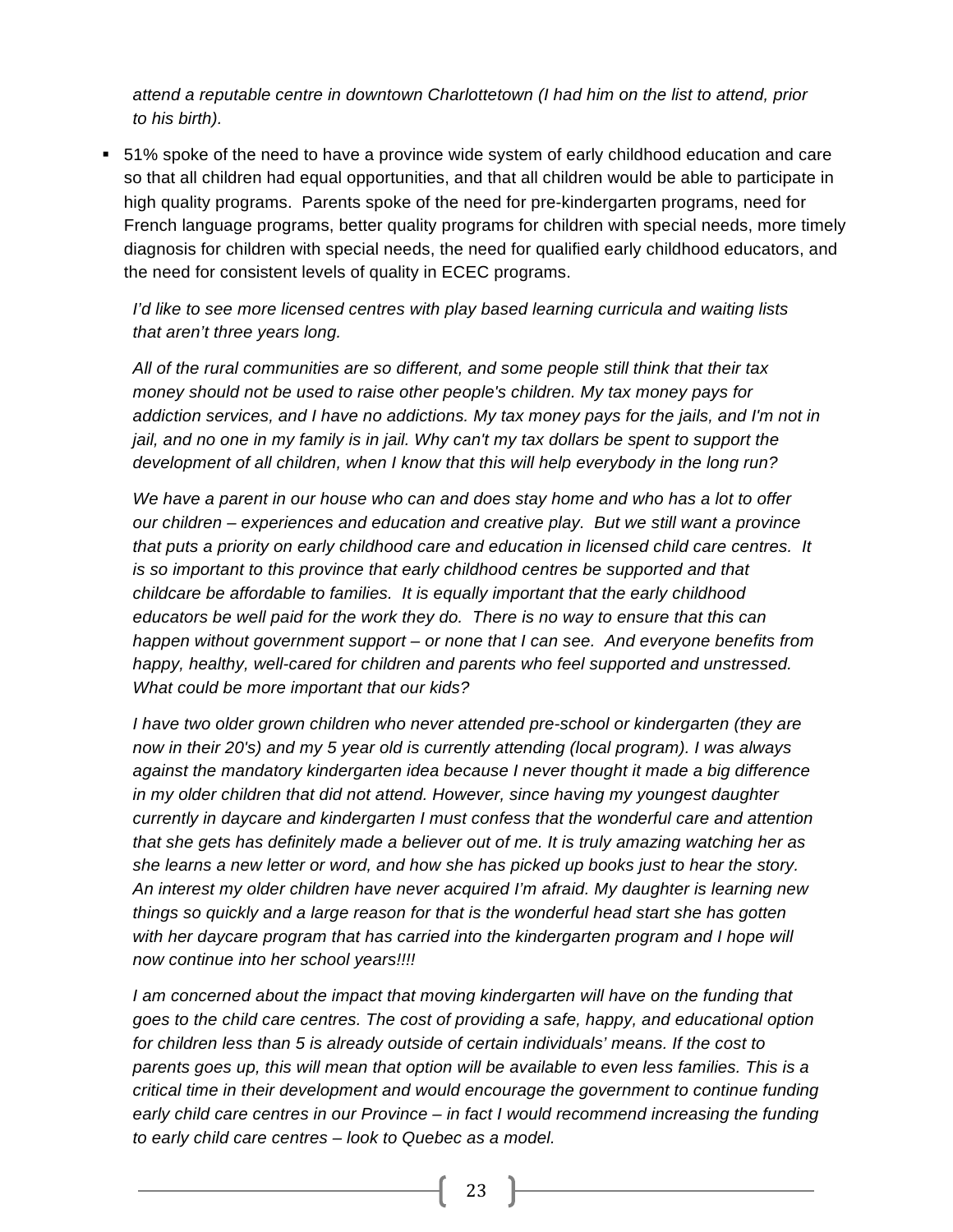*attend a reputable centre in downtown Charlottetown (I had him on the list to attend, prior to his birth).*

- 51% spoke of the need to have a province wide system of early childhood education and care so that all children had equal opportunities, and that all children would be able to participate in high quality programs. Parents spoke of the need for pre-kindergarten programs, need for French language programs, better quality programs for children with special needs, more timely diagnosis for children with special needs, the need for qualified early childhood educators, and the need for consistent levels of quality in ECEC programs.

  *I'd like to see more licensed centres with play based learning curricula and waiting lists that aren't three years long.*

  *All of the rural communities are so different, and some people still think that their tax money should not be used to raise other people's children. My tax money pays for addiction services, and I have no addictions. My tax money pays for the jails, and I'm not in jail, and no one in my family is in jail. Why can't my tax dollars be spent to support the development of all children, when I know that this will help everybody in the long run?*

  *We have a parent in our house who can and does stay home and who has a lot to offer our children – experiences and education and creative play. But we still want a province that puts a priority on early childhood care and education in licensed child care centres. It is so important to this province that early childhood centres be supported and that childcare be affordable to families. It is equally important that the early childhood educators be well paid for the work they do. There is no way to ensure that this can happen without government support – or none that I can see. And everyone benefits from happy, healthy, well-cared for children and parents who feel supported and unstressed. What could be more important that our kids?*

  *I have two older grown children who never attended pre-school or kindergarten (they are now in their 20's) and my 5 year old is currently attending (local program). I was always against the mandatory kindergarten idea because I never thought it made a big difference in my older children that did not attend. However, since having my youngest daughter currently in daycare and kindergarten I must confess that the wonderful care and attention that she gets has definitely made a believer out of me. It is truly amazing watching her as she learns a new letter or word, and how she has picked up books just to hear the story. An interest my older children have never acquired I'm afraid. My daughter is learning new things so quickly and a large reason for that is the wonderful head start she has gotten with her daycare program that has carried into the kindergarten program and I hope will now continue into her school years!!!!*

  *I am concerned about the impact that moving kindergarten will have on the funding that goes to the child care centres. The cost of providing a safe, happy, and educational option for children less than 5 is already outside of certain individuals' means. If the cost to parents goes up, this will mean that option will be available to even less families. This is a critical time in their development and would encourage the government to continue funding early child care centres in our Province – in fact I would recommend increasing the funding to early child care centres – look to Quebec as a model.*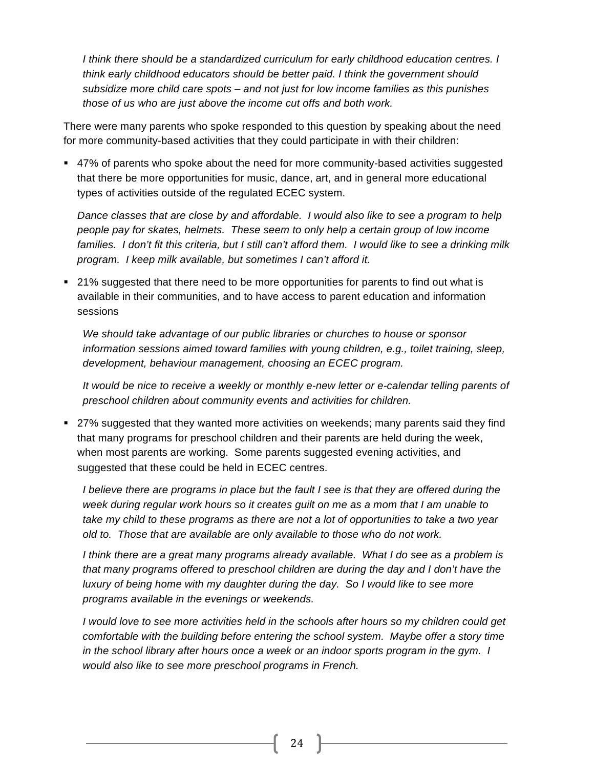*I think there should be a standardized curriculum for early childhood education centres. I think early childhood educators should be better paid. I think the government should subsidize more child care spots – and not just for low income families as this punishes those of us who are just above the income cut offs and both work.*

There were many parents who spoke responded to this question by speaking about the need for more community-based activities that they could participate in with their children:

- 47% of parents who spoke about the need for more community-based activities suggested that there be more opportunities for music, dance, art, and in general more educational types of activities outside of the regulated ECEC system.

  *Dance classes that are close by and affordable. I would also like to see a program to help people pay for skates, helmets. These seem to only help a certain group of low income families. I don't fit this criteria, but I still can't afford them. I would like to see a drinking milk program. I keep milk available, but sometimes I can't afford it.*

- 21% suggested that there need to be more opportunities for parents to find out what is available in their communities, and to have access to parent education and information sessions

  *We should take advantage of our public libraries or churches to house or sponsor information sessions aimed toward families with young children, e.g., toilet training, sleep, development, behaviour management, choosing an ECEC program.*

  *It would be nice to receive a weekly or monthly e-new letter or e-calendar telling parents of preschool children about community events and activities for children.*

- 27% suggested that they wanted more activities on weekends; many parents said they find that many programs for preschool children and their parents are held during the week, when most parents are working. Some parents suggested evening activities, and suggested that these could be held in ECEC centres.

  *I believe there are programs in place but the fault I see is that they are offered during the week during regular work hours so it creates guilt on me as a mom that I am unable to take my child to these programs as there are not a lot of opportunities to take a two year old to. Those that are available are only available to those who do not work.*

  *I think there are a great many programs already available. What I do see as a problem is that many programs offered to preschool children are during the day and I don't have the luxury of being home with my daughter during the day. So I would like to see more programs available in the evenings or weekends.*

  *I would love to see more activities held in the schools after hours so my children could get comfortable with the building before entering the school system. Maybe offer a story time in the school library after hours once a week or an indoor sports program in the gym. I would also like to see more preschool programs in French.*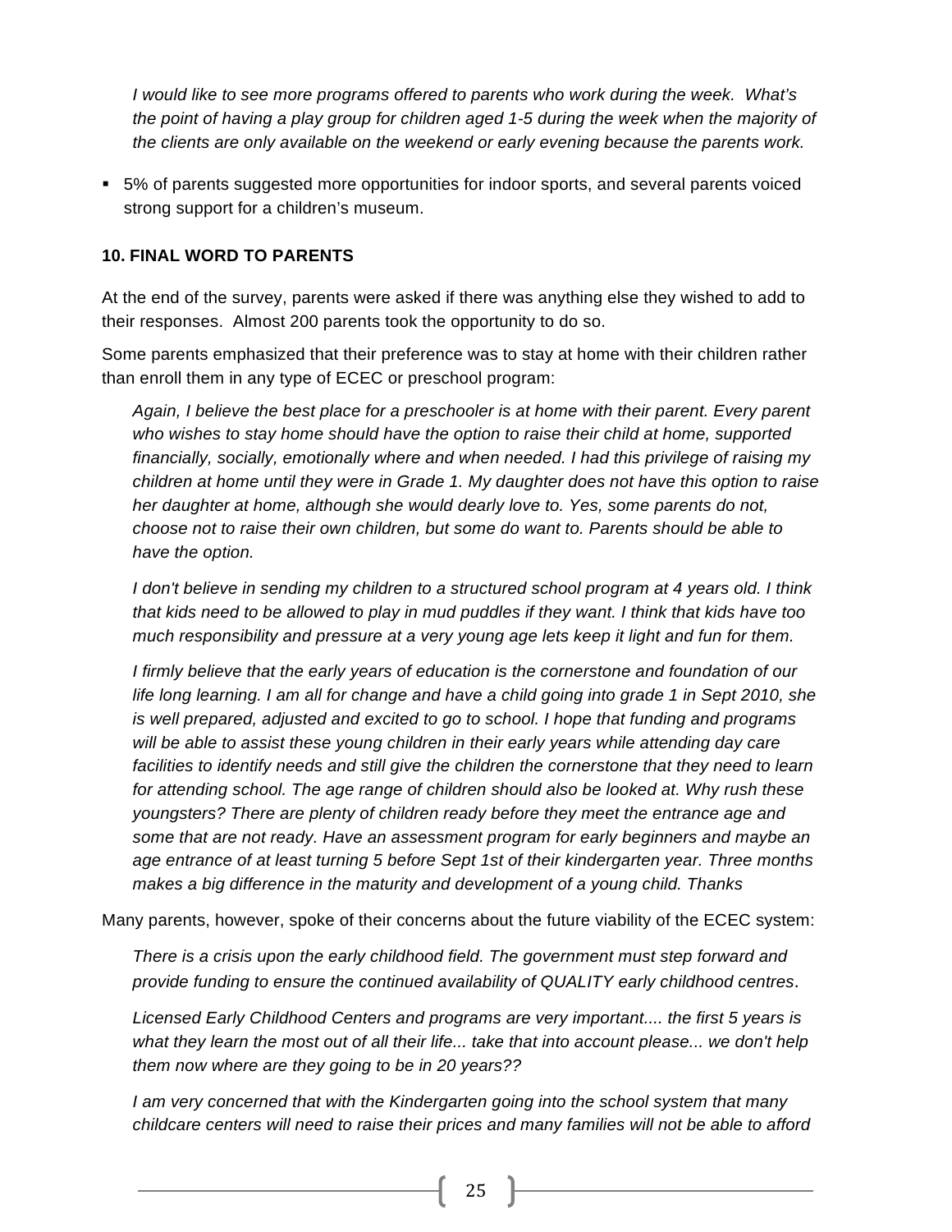*I would like to see more programs offered to parents who work during the week. What's the point of having a play group for children aged 1-5 during the week when the majority of the clients are only available on the weekend or early evening because the parents work.*

- 5% of parents suggested more opportunities for indoor sports, and several parents voiced strong support for a children's museum.

**10. FINAL WORD TO PARENTS**

At the end of the survey, parents were asked if there was anything else they wished to add to their responses. Almost 200 parents took the opportunity to do so.

Some parents emphasized that their preference was to stay at home with their children rather than enroll them in any type of ECEC or preschool program:

*Again, I believe the best place for a preschooler is at home with their parent. Every parent who wishes to stay home should have the option to raise their child at home, supported financially, socially, emotionally where and when needed. I had this privilege of raising my children at home until they were in Grade 1. My daughter does not have this option to raise her daughter at home, although she would dearly love to. Yes, some parents do not, choose not to raise their own children, but some do want to. Parents should be able to have the option.*

*I don't believe in sending my children to a structured school program at 4 years old. I think that kids need to be allowed to play in mud puddles if they want. I think that kids have too much responsibility and pressure at a very young age lets keep it light and fun for them.*

*I firmly believe that the early years of education is the cornerstone and foundation of our life long learning. I am all for change and have a child going into grade 1 in Sept 2010, she is well prepared, adjusted and excited to go to school. I hope that funding and programs will be able to assist these young children in their early years while attending day care facilities to identify needs and still give the children the cornerstone that they need to learn for attending school. The age range of children should also be looked at. Why rush these youngsters? There are plenty of children ready before they meet the entrance age and some that are not ready. Have an assessment program for early beginners and maybe an age entrance of at least turning 5 before Sept 1st of their kindergarten year. Three months makes a big difference in the maturity and development of a young child. Thanks*

Many parents, however, spoke of their concerns about the future viability of the ECEC system:

*There is a crisis upon the early childhood field. The government must step forward and provide funding to ensure the continued availability of QUALITY early childhood centres*.

*Licensed Early Childhood Centers and programs are very important.... the first 5 years is what they learn the most out of all their life... take that into account please... we don't help them now where are they going to be in 20 years??*

*I am very concerned that with the Kindergarten going into the school system that many childcare centers will need to raise their prices and many families will not be able to afford*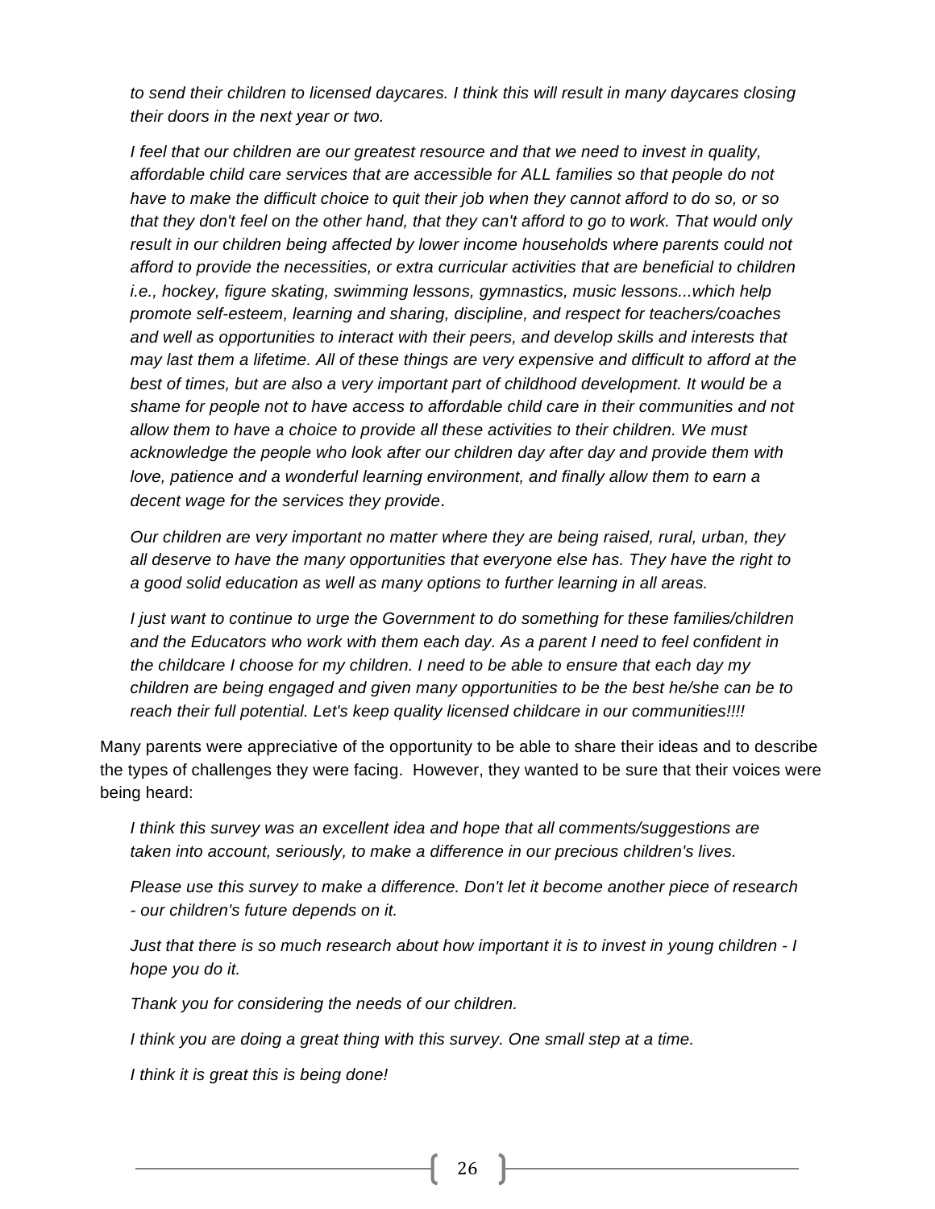*to send their children to licensed daycares. I think this will result in many daycares closing their doors in the next year or two.*

*I feel that our children are our greatest resource and that we need to invest in quality, affordable child care services that are accessible for ALL families so that people do not have to make the difficult choice to quit their job when they cannot afford to do so, or so that they don't feel on the other hand, that they can't afford to go to work. That would only result in our children being affected by lower income households where parents could not afford to provide the necessities, or extra curricular activities that are beneficial to children i.e., hockey, figure skating, swimming lessons, gymnastics, music lessons...which help promote self-esteem, learning and sharing, discipline, and respect for teachers/coaches and well as opportunities to interact with their peers, and develop skills and interests that may last them a lifetime. All of these things are very expensive and difficult to afford at the best of times, but are also a very important part of childhood development. It would be a shame for people not to have access to affordable child care in their communities and not allow them to have a choice to provide all these activities to their children. We must acknowledge the people who look after our children day after day and provide them with love, patience and a wonderful learning environment, and finally allow them to earn a decent wage for the services they provide.*

*Our children are very important no matter where they are being raised, rural, urban, they all deserve to have the many opportunities that everyone else has. They have the right to a good solid education as well as many options to further learning in all areas.*

*I just want to continue to urge the Government to do something for these families/children and the Educators who work with them each day. As a parent I need to feel confident in the childcare I choose for my children. I need to be able to ensure that each day my children are being engaged and given many opportunities to be the best he/she can be to reach their full potential. Let's keep quality licensed childcare in our communities!!!!*

Many parents were appreciative of the opportunity to be able to share their ideas and to describe the types of challenges they were facing. However, they wanted to be sure that their voices were being heard:

*I think this survey was an excellent idea and hope that all comments/suggestions are taken into account, seriously, to make a difference in our precious children's lives.*

*Please use this survey to make a difference. Don't let it become another piece of research - our children's future depends on it.*

*Just that there is so much research about how important it is to invest in young children - I hope you do it.*

*Thank you for considering the needs of our children.*

*I think you are doing a great thing with this survey. One small step at a time.*

*I think it is great this is being done!*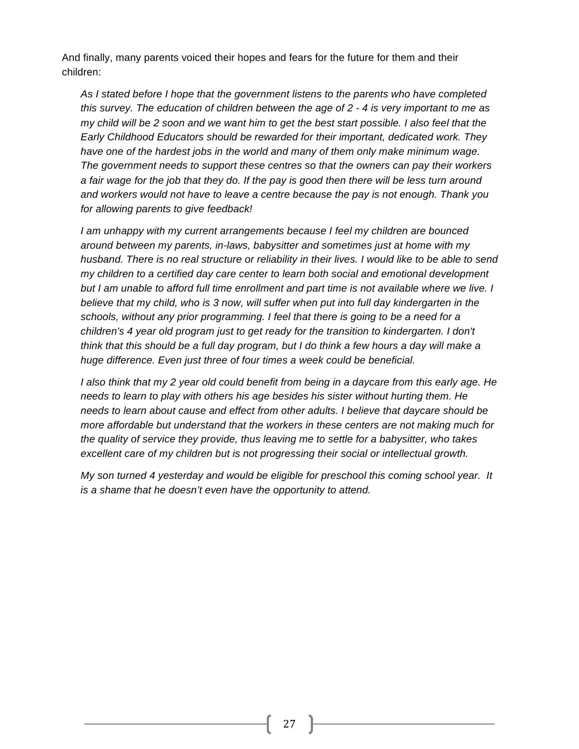And finally, many parents voiced their hopes and fears for the future for them and their children:

> *As I stated before I hope that the government listens to the parents who have completed this survey. The education of children between the age of 2 - 4 is very important to me as my child will be 2 soon and we want him to get the best start possible. I also feel that the Early Childhood Educators should be rewarded for their important, dedicated work. They have one of the hardest jobs in the world and many of them only make minimum wage. The government needs to support these centres so that the owners can pay their workers a fair wage for the job that they do. If the pay is good then there will be less turn around and workers would not have to leave a centre because the pay is not enough. Thank you for allowing parents to give feedback!*
>
> *I am unhappy with my current arrangements because I feel my children are bounced around between my parents, in-laws, babysitter and sometimes just at home with my husband. There is no real structure or reliability in their lives. I would like to be able to send my children to a certified day care center to learn both social and emotional development but I am unable to afford full time enrollment and part time is not available where we live. I believe that my child, who is 3 now, will suffer when put into full day kindergarten in the schools, without any prior programming. I feel that there is going to be a need for a children's 4 year old program just to get ready for the transition to kindergarten. I don't think that this should be a full day program, but I do think a few hours a day will make a huge difference. Even just three of four times a week could be beneficial.*
>
> *I also think that my 2 year old could benefit from being in a daycare from this early age. He needs to learn to play with others his age besides his sister without hurting them. He needs to learn about cause and effect from other adults. I believe that daycare should be more affordable but understand that the workers in these centers are not making much for the quality of service they provide, thus leaving me to settle for a babysitter, who takes excellent care of my children but is not progressing their social or intellectual growth.*
>
> *My son turned 4 yesterday and would be eligible for preschool this coming school year. It is a shame that he doesn't even have the opportunity to attend.*